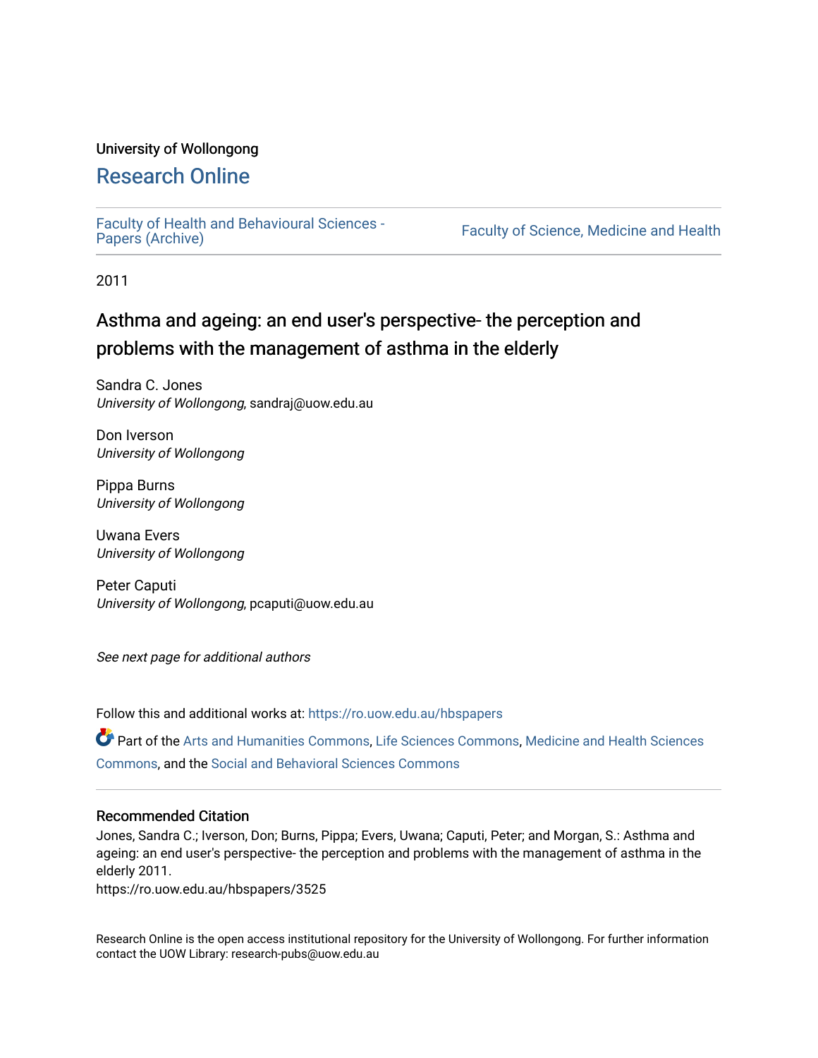University of Wollongong

# Research Online

Faculty of Health and Behavioural Sciences - Papers (Archive)

Faculty of Science, Medicine and Health

2011

## Asthma and ageing: an end user's perspective- the perception and problems with the management of asthma in the elderly

Sandra C. Jones
*University of Wollongong*, sandraj@uow.edu.au

Don Iverson
*University of Wollongong*

Pippa Burns
*University of Wollongong*

Uwana Evers
*University of Wollongong*

Peter Caputi
*University of Wollongong*, pcaputi@uow.edu.au

*See next page for additional authors*

Follow this and additional works at: https://ro.uow.edu.au/hbspapers

Part of the Arts and Humanities Commons, Life Sciences Commons, Medicine and Health Sciences Commons, and the Social and Behavioral Sciences Commons

### Recommended Citation

Jones, Sandra C.; Iverson, Don; Burns, Pippa; Evers, Uwana; Caputi, Peter; and Morgan, S.: Asthma and ageing: an end user's perspective- the perception and problems with the management of asthma in the elderly 2011.
https://ro.uow.edu.au/hbspapers/3525

Research Online is the open access institutional repository for the University of Wollongong. For further information contact the UOW Library: research-pubs@uow.edu.au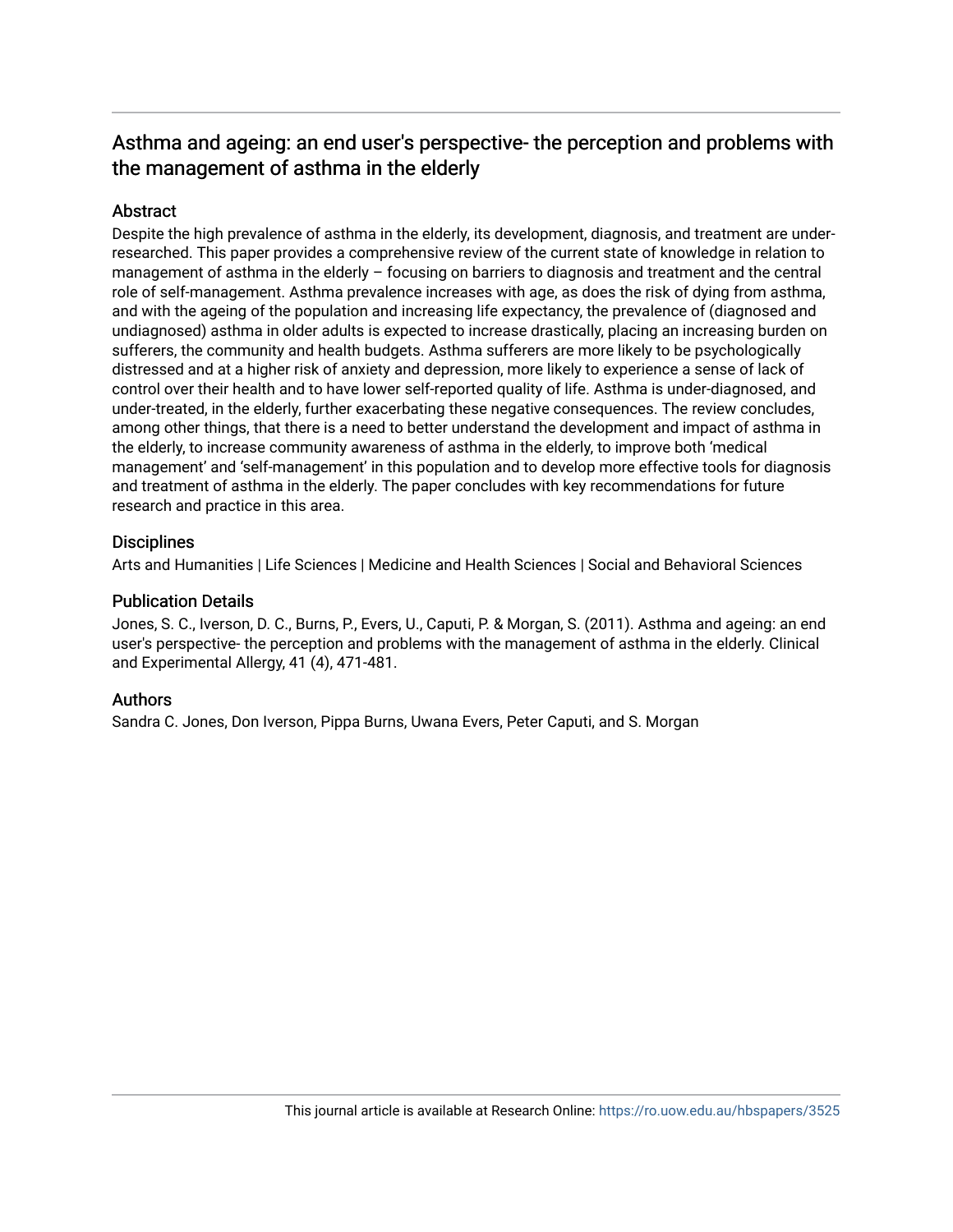# Asthma and ageing: an end user's perspective- the perception and problems with the management of asthma in the elderly

## Abstract

Despite the high prevalence of asthma in the elderly, its development, diagnosis, and treatment are under-researched. This paper provides a comprehensive review of the current state of knowledge in relation to management of asthma in the elderly – focusing on barriers to diagnosis and treatment and the central role of self-management. Asthma prevalence increases with age, as does the risk of dying from asthma, and with the ageing of the population and increasing life expectancy, the prevalence of (diagnosed and undiagnosed) asthma in older adults is expected to increase drastically, placing an increasing burden on sufferers, the community and health budgets. Asthma sufferers are more likely to be psychologically distressed and at a higher risk of anxiety and depression, more likely to experience a sense of lack of control over their health and to have lower self-reported quality of life. Asthma is under-diagnosed, and under-treated, in the elderly, further exacerbating these negative consequences. The review concludes, among other things, that there is a need to better understand the development and impact of asthma in the elderly, to increase community awareness of asthma in the elderly, to improve both 'medical management' and 'self-management' in this population and to develop more effective tools for diagnosis and treatment of asthma in the elderly. The paper concludes with key recommendations for future research and practice in this area.

## Disciplines

Arts and Humanities | Life Sciences | Medicine and Health Sciences | Social and Behavioral Sciences

## Publication Details

Jones, S. C., Iverson, D. C., Burns, P., Evers, U., Caputi, P. & Morgan, S. (2011). Asthma and ageing: an end user's perspective- the perception and problems with the management of asthma in the elderly. Clinical and Experimental Allergy, 41 (4), 471-481.

## Authors

Sandra C. Jones, Don Iverson, Pippa Burns, Uwana Evers, Peter Caputi, and S. Morgan

This journal article is available at Research Online: https://ro.uow.edu.au/hbspapers/3525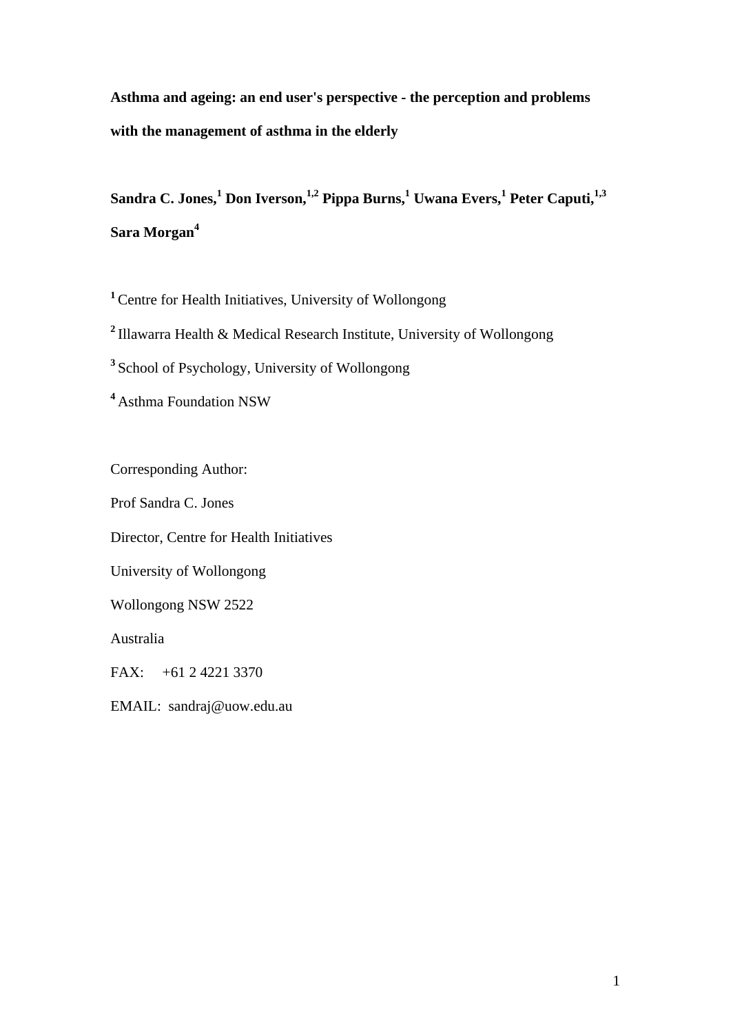**Asthma and ageing: an end user's perspective - the perception and problems with the management of asthma in the elderly**

**Sandra C. Jones,[1] Don Iverson,[1,2] Pippa Burns,[1] Uwana Evers,[1] Peter Caputi,[1,3] Sara Morgan[4]**

[1] Centre for Health Initiatives, University of Wollongong

[2] Illawarra Health & Medical Research Institute, University of Wollongong

[3] School of Psychology, University of Wollongong

[4] Asthma Foundation NSW

Corresponding Author:

Prof Sandra C. Jones

Director, Centre for Health Initiatives

University of Wollongong

Wollongong NSW 2522

Australia

FAX: +61 2 4221 3370

EMAIL: sandraj@uow.edu.au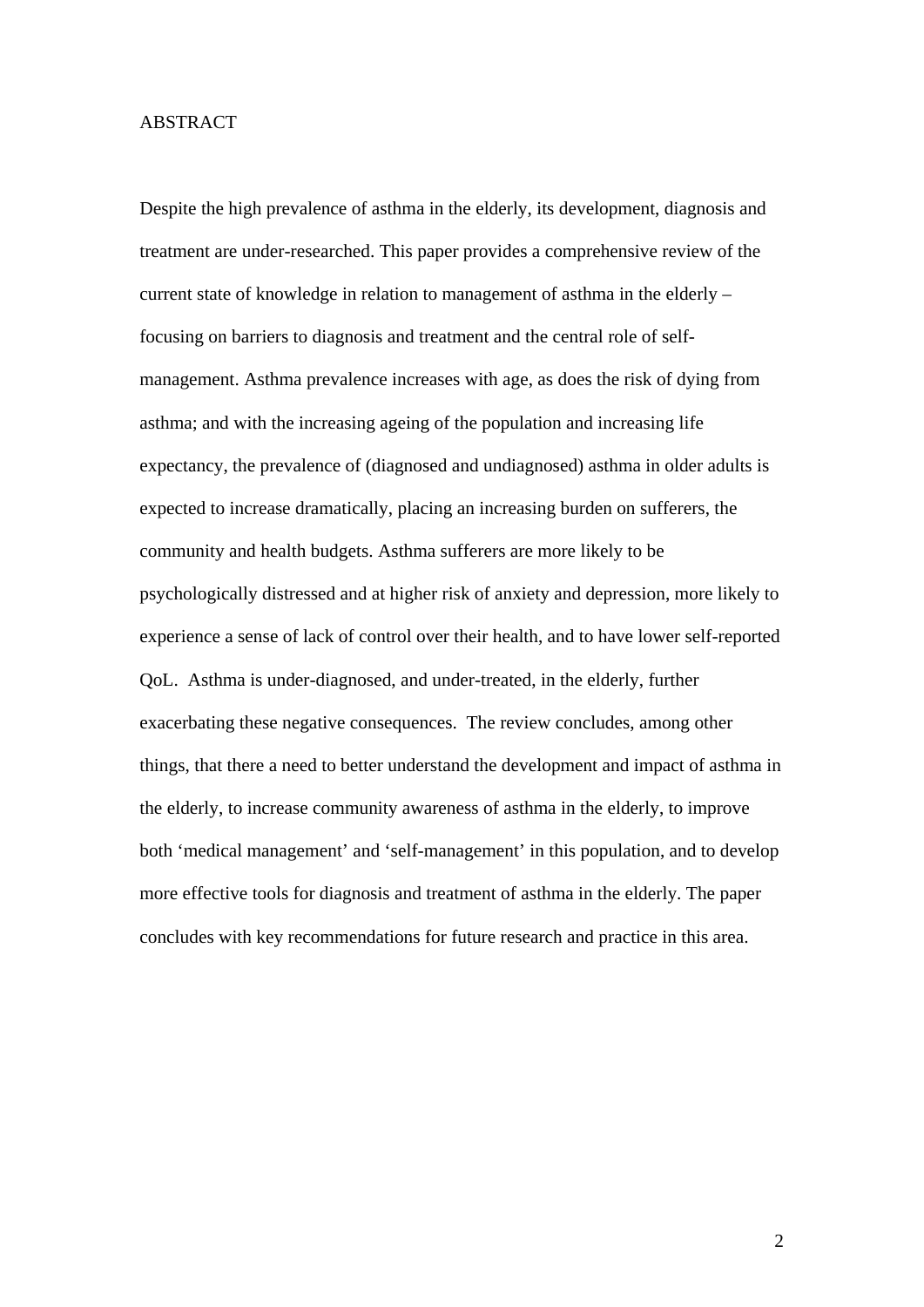# ABSTRACT

Despite the high prevalence of asthma in the elderly, its development, diagnosis and treatment are under-researched. This paper provides a comprehensive review of the current state of knowledge in relation to management of asthma in the elderly – focusing on barriers to diagnosis and treatment and the central role of self-management. Asthma prevalence increases with age, as does the risk of dying from asthma; and with the increasing ageing of the population and increasing life expectancy, the prevalence of (diagnosed and undiagnosed) asthma in older adults is expected to increase dramatically, placing an increasing burden on sufferers, the community and health budgets. Asthma sufferers are more likely to be psychologically distressed and at higher risk of anxiety and depression, more likely to experience a sense of lack of control over their health, and to have lower self-reported QoL. Asthma is under-diagnosed, and under-treated, in the elderly, further exacerbating these negative consequences. The review concludes, among other things, that there a need to better understand the development and impact of asthma in the elderly, to increase community awareness of asthma in the elderly, to improve both 'medical management' and 'self-management' in this population, and to develop more effective tools for diagnosis and treatment of asthma in the elderly. The paper concludes with key recommendations for future research and practice in this area.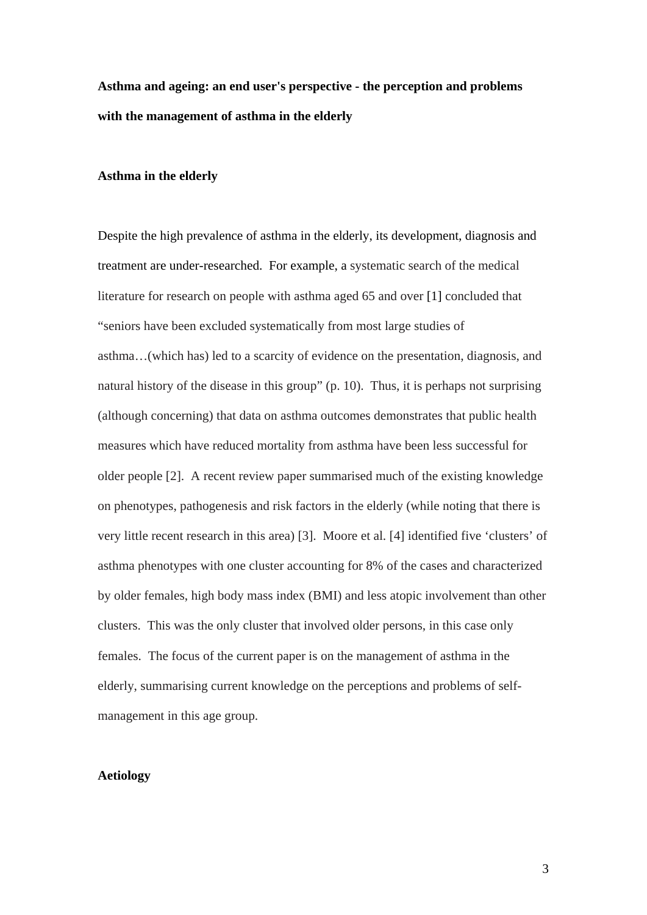**Asthma and ageing: an end user's perspective - the perception and problems with the management of asthma in the elderly**

**Asthma in the elderly**

Despite the high prevalence of asthma in the elderly, its development, diagnosis and treatment are under-researched. For example, a systematic search of the medical literature for research on people with asthma aged 65 and over [1] concluded that "seniors have been excluded systematically from most large studies of asthma…(which has) led to a scarcity of evidence on the presentation, diagnosis, and natural history of the disease in this group" (p. 10). Thus, it is perhaps not surprising (although concerning) that data on asthma outcomes demonstrates that public health measures which have reduced mortality from asthma have been less successful for older people [2]. A recent review paper summarised much of the existing knowledge on phenotypes, pathogenesis and risk factors in the elderly (while noting that there is very little recent research in this area) [3]. Moore et al. [4] identified five 'clusters' of asthma phenotypes with one cluster accounting for 8% of the cases and characterized by older females, high body mass index (BMI) and less atopic involvement than other clusters. This was the only cluster that involved older persons, in this case only females. The focus of the current paper is on the management of asthma in the elderly, summarising current knowledge on the perceptions and problems of self-management in this age group.

**Aetiology**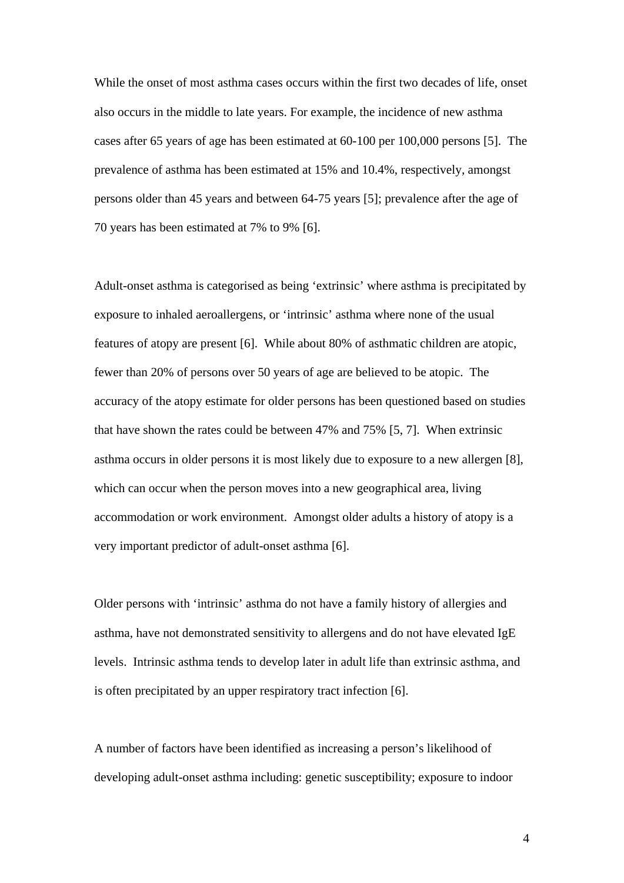While the onset of most asthma cases occurs within the first two decades of life, onset also occurs in the middle to late years. For example, the incidence of new asthma cases after 65 years of age has been estimated at 60-100 per 100,000 persons [5]. The prevalence of asthma has been estimated at 15% and 10.4%, respectively, amongst persons older than 45 years and between 64-75 years [5]; prevalence after the age of 70 years has been estimated at 7% to 9% [6].

Adult-onset asthma is categorised as being 'extrinsic' where asthma is precipitated by exposure to inhaled aeroallergens, or 'intrinsic' asthma where none of the usual features of atopy are present [6]. While about 80% of asthmatic children are atopic, fewer than 20% of persons over 50 years of age are believed to be atopic. The accuracy of the atopy estimate for older persons has been questioned based on studies that have shown the rates could be between 47% and 75% [5, 7]. When extrinsic asthma occurs in older persons it is most likely due to exposure to a new allergen [8], which can occur when the person moves into a new geographical area, living accommodation or work environment. Amongst older adults a history of atopy is a very important predictor of adult-onset asthma [6].

Older persons with 'intrinsic' asthma do not have a family history of allergies and asthma, have not demonstrated sensitivity to allergens and do not have elevated IgE levels. Intrinsic asthma tends to develop later in adult life than extrinsic asthma, and is often precipitated by an upper respiratory tract infection [6].

A number of factors have been identified as increasing a person's likelihood of developing adult-onset asthma including: genetic susceptibility; exposure to indoor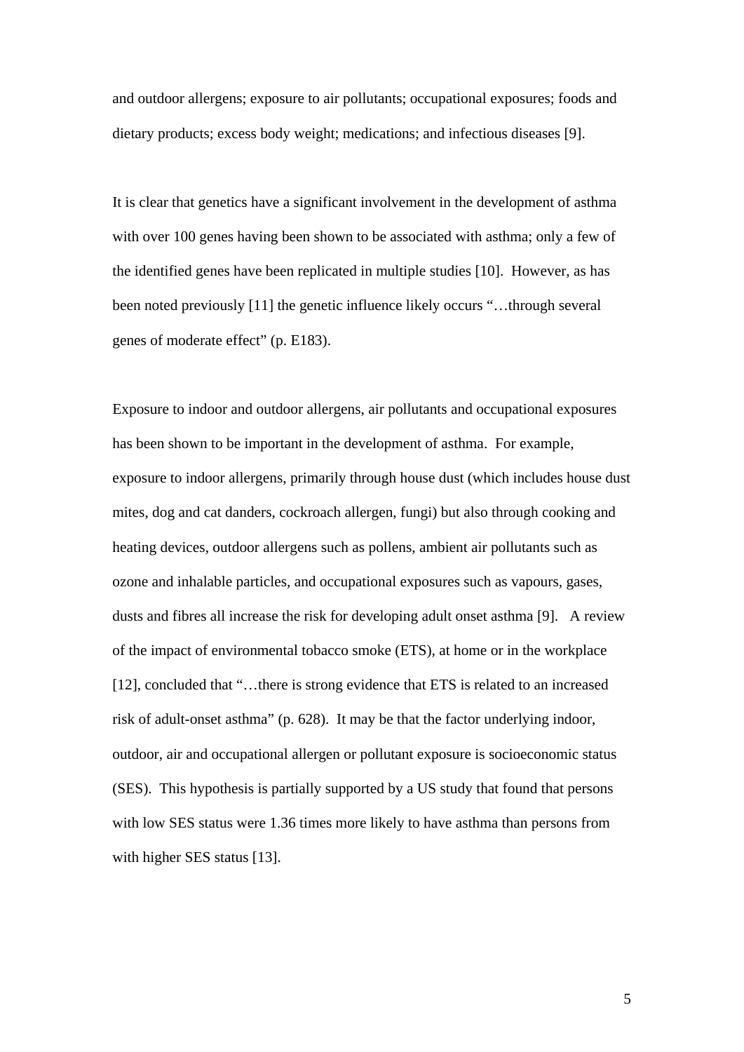and outdoor allergens; exposure to air pollutants; occupational exposures; foods and dietary products; excess body weight; medications; and infectious diseases [9].

It is clear that genetics have a significant involvement in the development of asthma with over 100 genes having been shown to be associated with asthma; only a few of the identified genes have been replicated in multiple studies [10]. However, as has been noted previously [11] the genetic influence likely occurs "…through several genes of moderate effect" (p. E183).

Exposure to indoor and outdoor allergens, air pollutants and occupational exposures has been shown to be important in the development of asthma. For example, exposure to indoor allergens, primarily through house dust (which includes house dust mites, dog and cat danders, cockroach allergen, fungi) but also through cooking and heating devices, outdoor allergens such as pollens, ambient air pollutants such as ozone and inhalable particles, and occupational exposures such as vapours, gases, dusts and fibres all increase the risk for developing adult onset asthma [9]. A review of the impact of environmental tobacco smoke (ETS), at home or in the workplace [12], concluded that "…there is strong evidence that ETS is related to an increased risk of adult-onset asthma" (p. 628). It may be that the factor underlying indoor, outdoor, air and occupational allergen or pollutant exposure is socioeconomic status (SES). This hypothesis is partially supported by a US study that found that persons with low SES status were 1.36 times more likely to have asthma than persons from with higher SES status [13].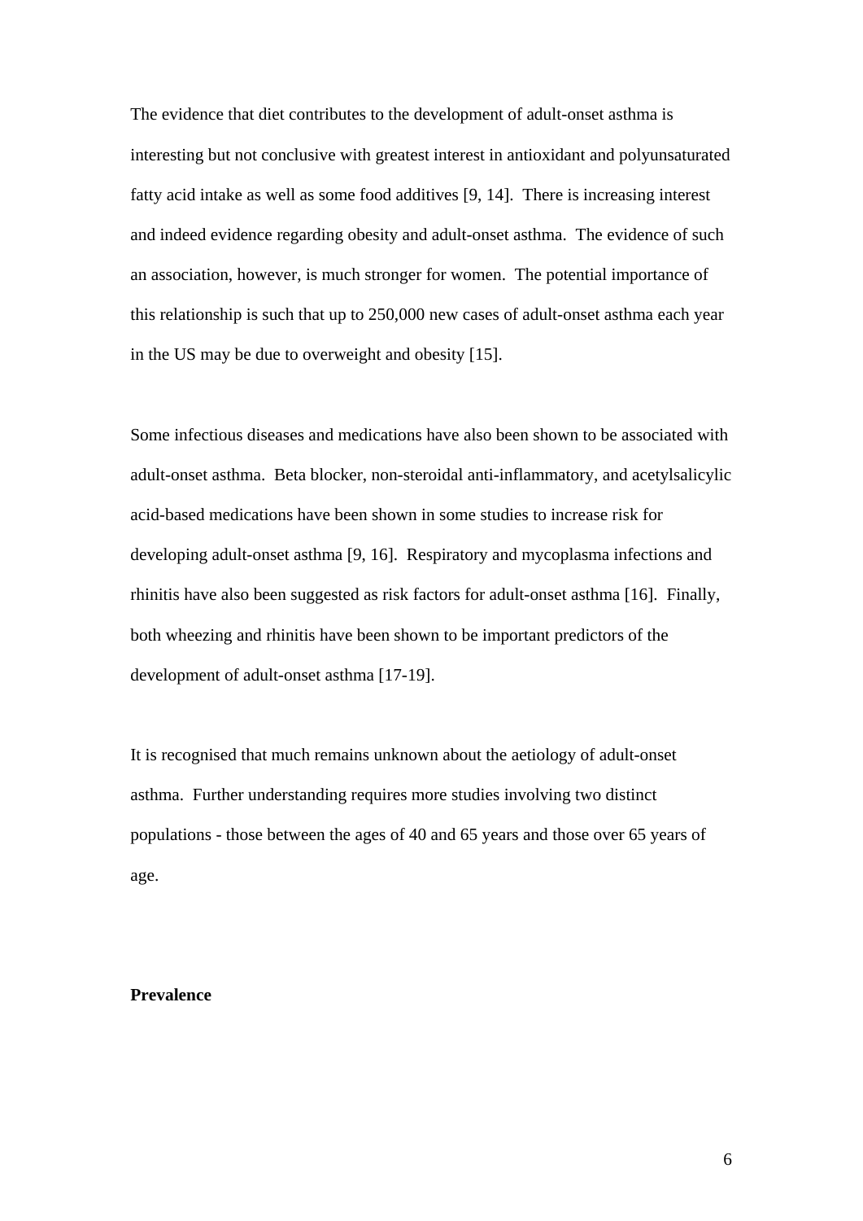The evidence that diet contributes to the development of adult-onset asthma is interesting but not conclusive with greatest interest in antioxidant and polyunsaturated fatty acid intake as well as some food additives [9, 14]. There is increasing interest and indeed evidence regarding obesity and adult-onset asthma. The evidence of such an association, however, is much stronger for women. The potential importance of this relationship is such that up to 250,000 new cases of adult-onset asthma each year in the US may be due to overweight and obesity [15].

Some infectious diseases and medications have also been shown to be associated with adult-onset asthma. Beta blocker, non-steroidal anti-inflammatory, and acetylsalicylic acid-based medications have been shown in some studies to increase risk for developing adult-onset asthma [9, 16]. Respiratory and mycoplasma infections and rhinitis have also been suggested as risk factors for adult-onset asthma [16]. Finally, both wheezing and rhinitis have been shown to be important predictors of the development of adult-onset asthma [17-19].

It is recognised that much remains unknown about the aetiology of adult-onset asthma. Further understanding requires more studies involving two distinct populations - those between the ages of 40 and 65 years and those over 65 years of age.

**Prevalence**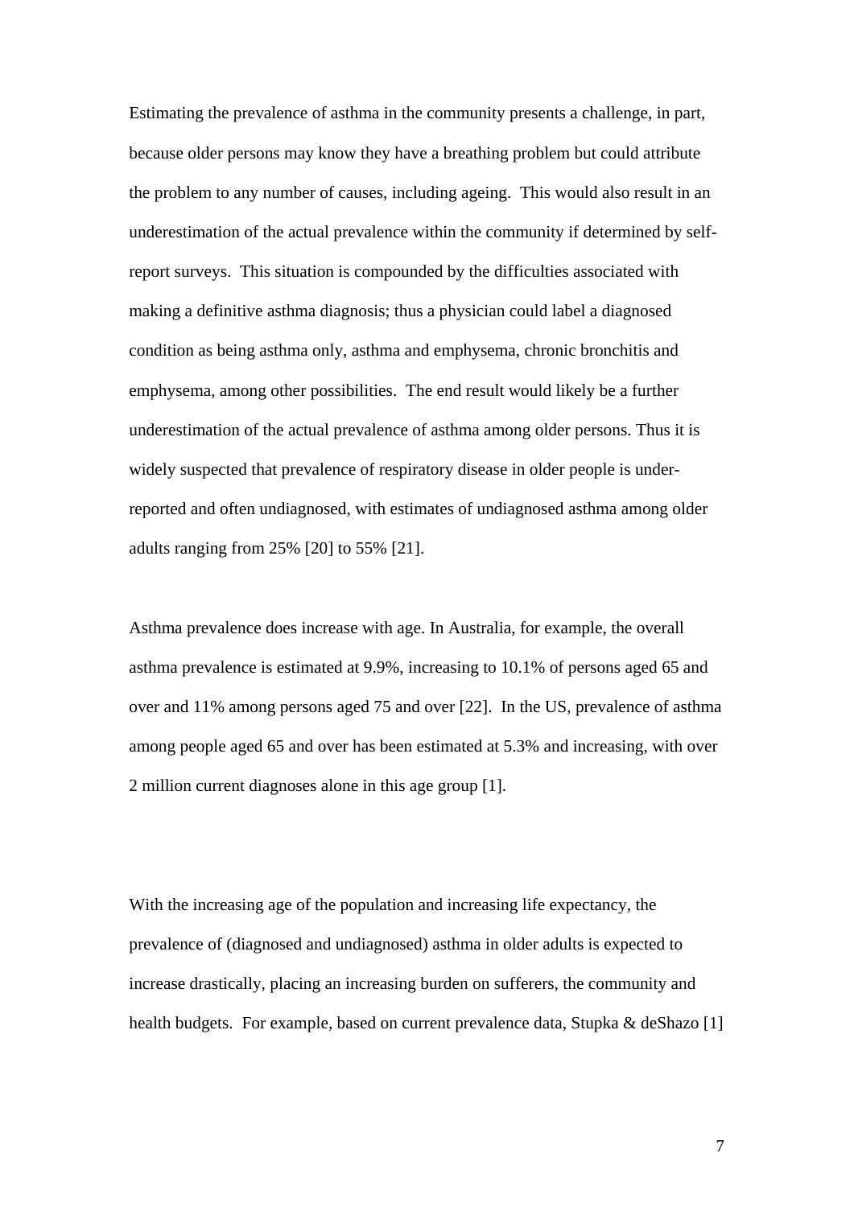Estimating the prevalence of asthma in the community presents a challenge, in part, because older persons may know they have a breathing problem but could attribute the problem to any number of causes, including ageing. This would also result in an underestimation of the actual prevalence within the community if determined by self-report surveys. This situation is compounded by the difficulties associated with making a definitive asthma diagnosis; thus a physician could label a diagnosed condition as being asthma only, asthma and emphysema, chronic bronchitis and emphysema, among other possibilities. The end result would likely be a further underestimation of the actual prevalence of asthma among older persons. Thus it is widely suspected that prevalence of respiratory disease in older people is under-reported and often undiagnosed, with estimates of undiagnosed asthma among older adults ranging from 25% [20] to 55% [21].

Asthma prevalence does increase with age. In Australia, for example, the overall asthma prevalence is estimated at 9.9%, increasing to 10.1% of persons aged 65 and over and 11% among persons aged 75 and over [22]. In the US, prevalence of asthma among people aged 65 and over has been estimated at 5.3% and increasing, with over 2 million current diagnoses alone in this age group [1].

With the increasing age of the population and increasing life expectancy, the prevalence of (diagnosed and undiagnosed) asthma in older adults is expected to increase drastically, placing an increasing burden on sufferers, the community and health budgets. For example, based on current prevalence data, Stupka & deShazo [1]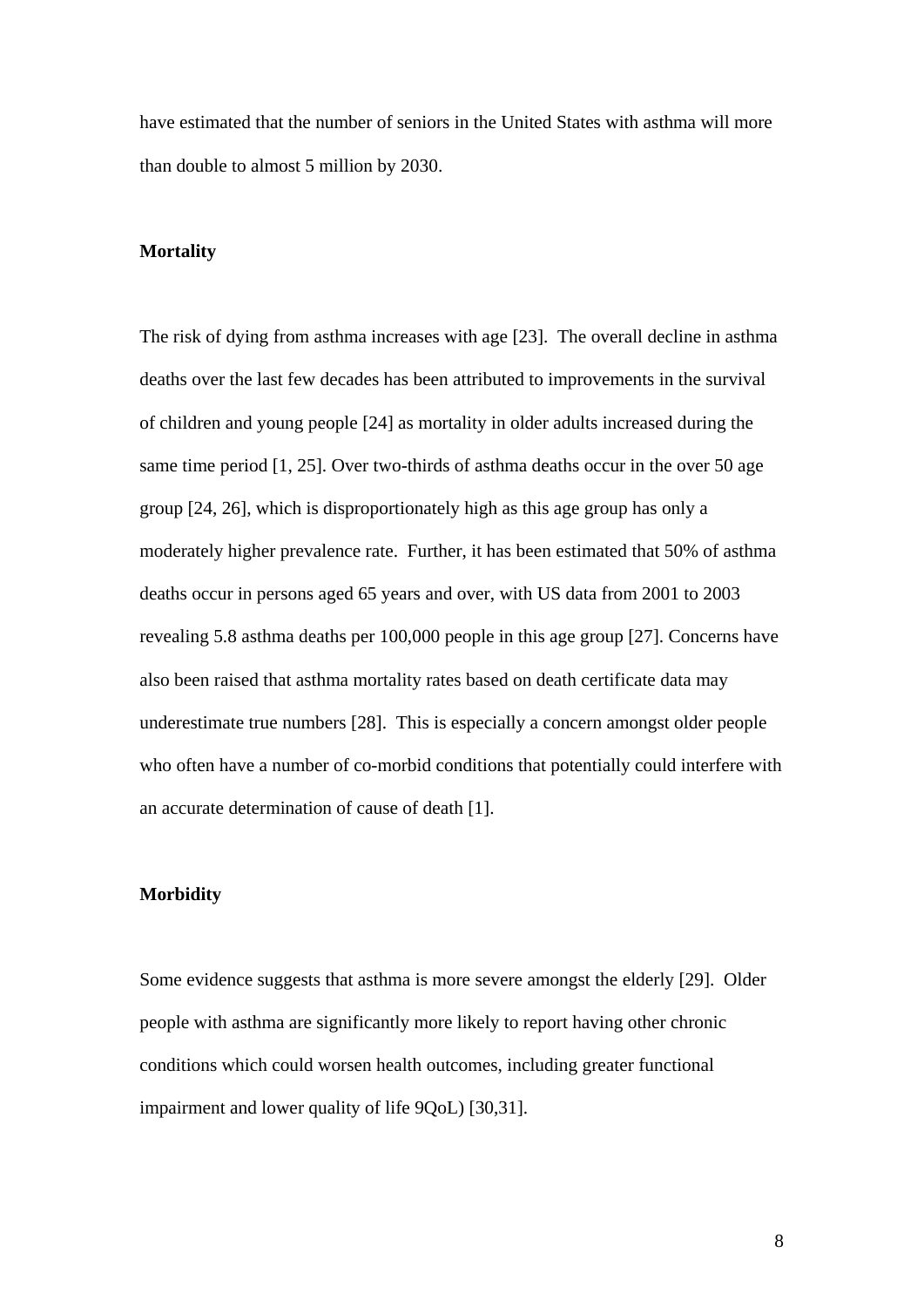have estimated that the number of seniors in the United States with asthma will more than double to almost 5 million by 2030.

**Mortality**

The risk of dying from asthma increases with age [23]. The overall decline in asthma deaths over the last few decades has been attributed to improvements in the survival of children and young people [24] as mortality in older adults increased during the same time period [1, 25]. Over two-thirds of asthma deaths occur in the over 50 age group [24, 26], which is disproportionately high as this age group has only a moderately higher prevalence rate. Further, it has been estimated that 50% of asthma deaths occur in persons aged 65 years and over, with US data from 2001 to 2003 revealing 5.8 asthma deaths per 100,000 people in this age group [27]. Concerns have also been raised that asthma mortality rates based on death certificate data may underestimate true numbers [28]. This is especially a concern amongst older people who often have a number of co-morbid conditions that potentially could interfere with an accurate determination of cause of death [1].

**Morbidity**

Some evidence suggests that asthma is more severe amongst the elderly [29]. Older people with asthma are significantly more likely to report having other chronic conditions which could worsen health outcomes, including greater functional impairment and lower quality of life 9QoL) [30,31].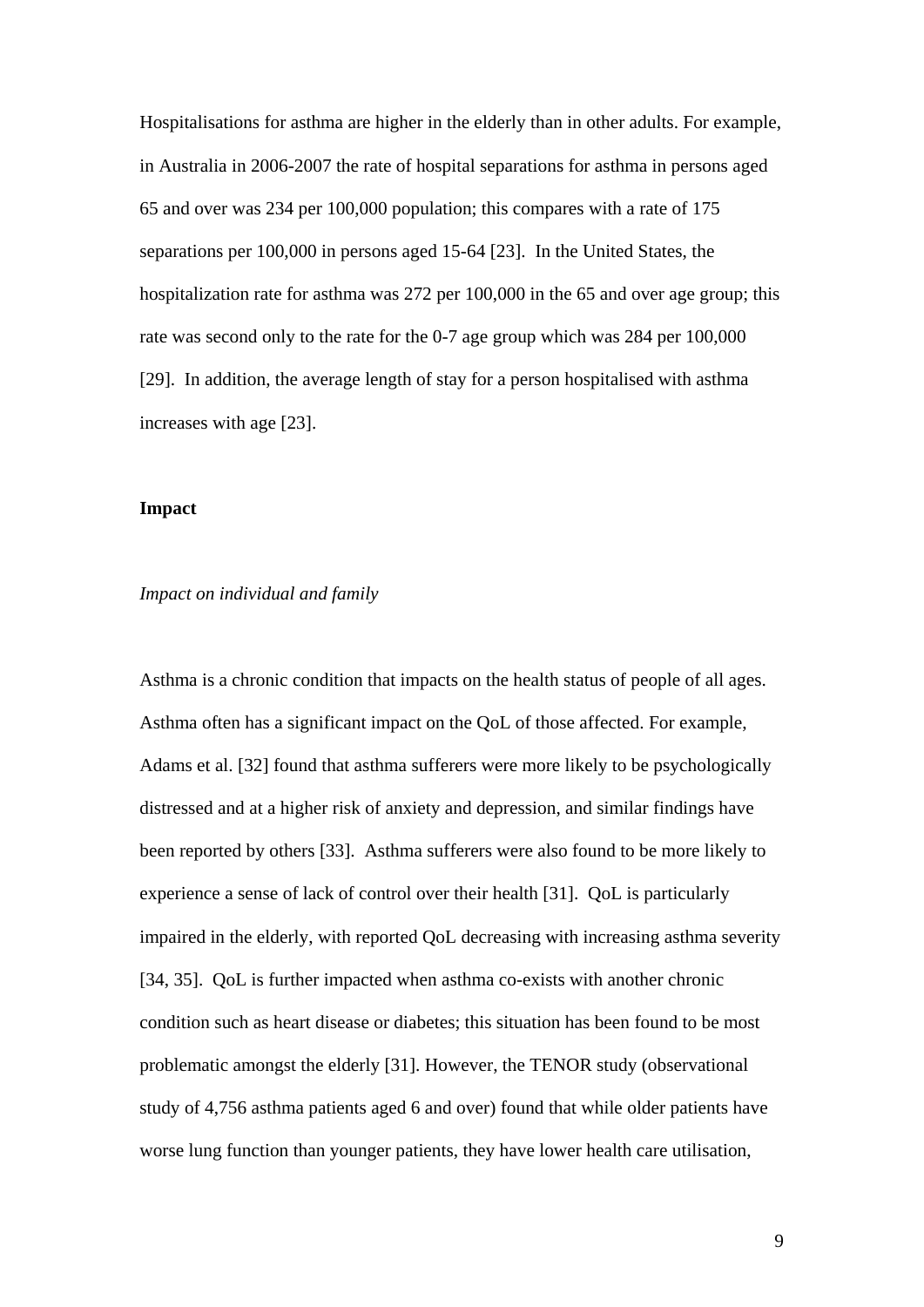Hospitalisations for asthma are higher in the elderly than in other adults. For example, in Australia in 2006-2007 the rate of hospital separations for asthma in persons aged 65 and over was 234 per 100,000 population; this compares with a rate of 175 separations per 100,000 in persons aged 15-64 [23]. In the United States, the hospitalization rate for asthma was 272 per 100,000 in the 65 and over age group; this rate was second only to the rate for the 0-7 age group which was 284 per 100,000 [29]. In addition, the average length of stay for a person hospitalised with asthma increases with age [23].

## Impact

### *Impact on individual and family*

Asthma is a chronic condition that impacts on the health status of people of all ages. Asthma often has a significant impact on the QoL of those affected. For example, Adams et al. [32] found that asthma sufferers were more likely to be psychologically distressed and at a higher risk of anxiety and depression, and similar findings have been reported by others [33]. Asthma sufferers were also found to be more likely to experience a sense of lack of control over their health [31]. QoL is particularly impaired in the elderly, with reported QoL decreasing with increasing asthma severity [34, 35]. QoL is further impacted when asthma co-exists with another chronic condition such as heart disease or diabetes; this situation has been found to be most problematic amongst the elderly [31]. However, the TENOR study (observational study of 4,756 asthma patients aged 6 and over) found that while older patients have worse lung function than younger patients, they have lower health care utilisation,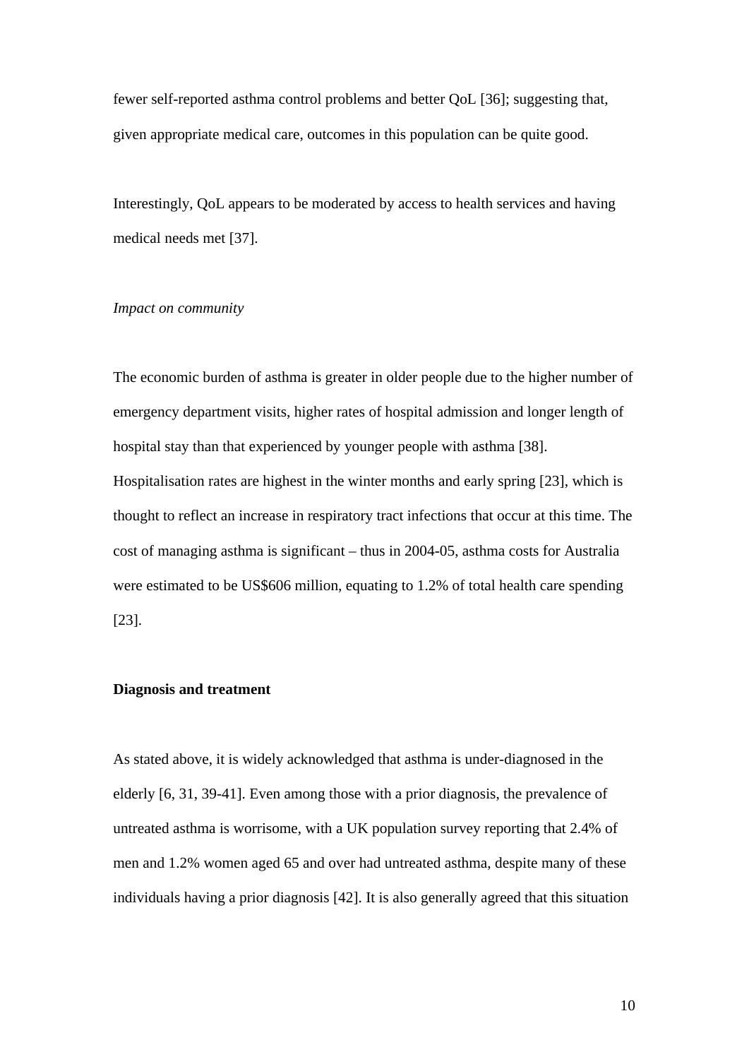fewer self-reported asthma control problems and better QoL [36]; suggesting that, given appropriate medical care, outcomes in this population can be quite good.

Interestingly, QoL appears to be moderated by access to health services and having medical needs met [37].

*Impact on community*

The economic burden of asthma is greater in older people due to the higher number of emergency department visits, higher rates of hospital admission and longer length of hospital stay than that experienced by younger people with asthma [38]. Hospitalisation rates are highest in the winter months and early spring [23], which is thought to reflect an increase in respiratory tract infections that occur at this time. The cost of managing asthma is significant – thus in 2004-05, asthma costs for Australia were estimated to be US$606 million, equating to 1.2% of total health care spending [23].

**Diagnosis and treatment**

As stated above, it is widely acknowledged that asthma is under-diagnosed in the elderly [6, 31, 39-41]. Even among those with a prior diagnosis, the prevalence of untreated asthma is worrisome, with a UK population survey reporting that 2.4% of men and 1.2% women aged 65 and over had untreated asthma, despite many of these individuals having a prior diagnosis [42]. It is also generally agreed that this situation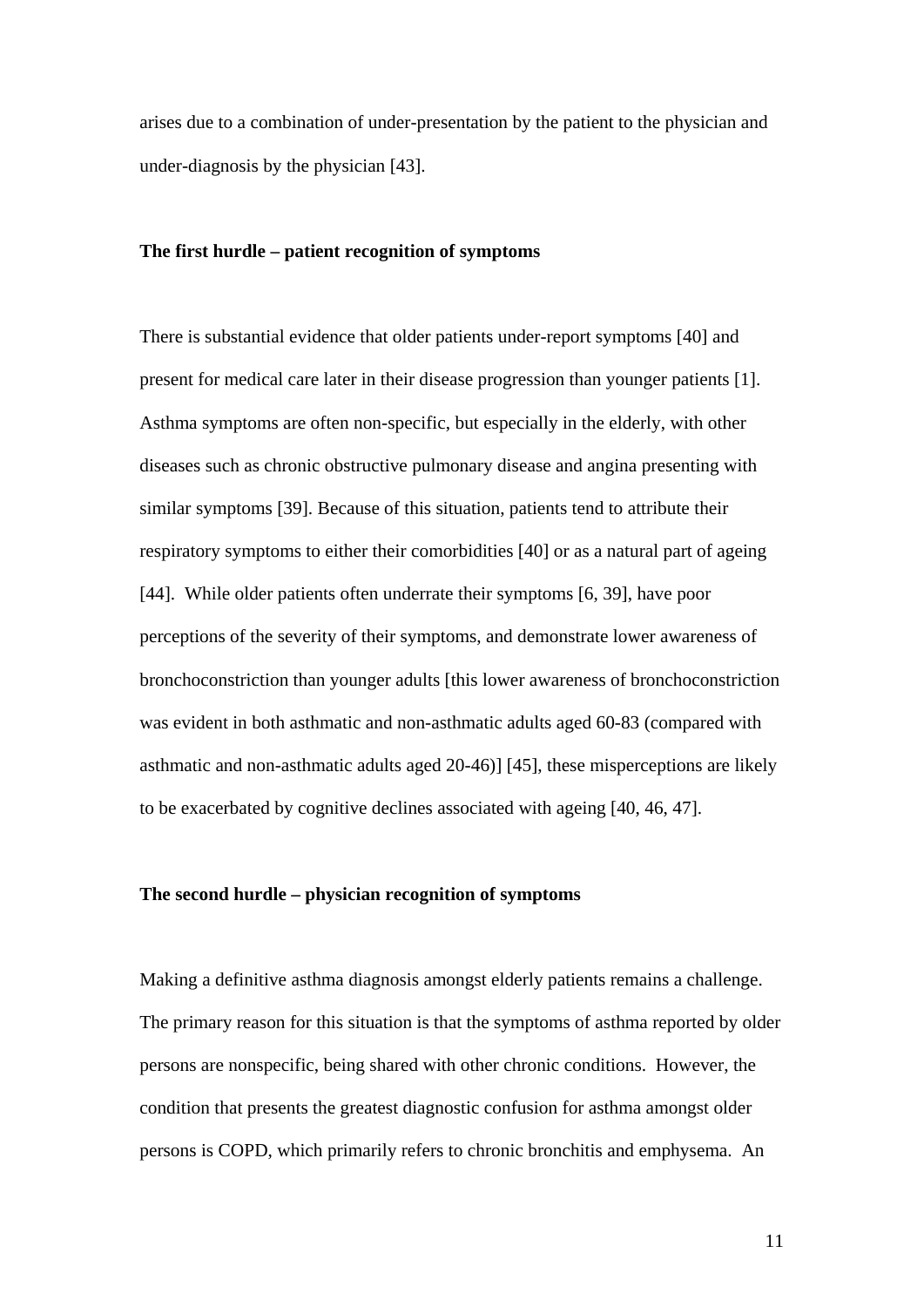arises due to a combination of under-presentation by the patient to the physician and under-diagnosis by the physician [43].

### The first hurdle – patient recognition of symptoms

There is substantial evidence that older patients under-report symptoms [40] and present for medical care later in their disease progression than younger patients [1]. Asthma symptoms are often non-specific, but especially in the elderly, with other diseases such as chronic obstructive pulmonary disease and angina presenting with similar symptoms [39]. Because of this situation, patients tend to attribute their respiratory symptoms to either their comorbidities [40] or as a natural part of ageing [44]. While older patients often underrate their symptoms [6, 39], have poor perceptions of the severity of their symptoms, and demonstrate lower awareness of bronchoconstriction than younger adults [this lower awareness of bronchoconstriction was evident in both asthmatic and non-asthmatic adults aged 60-83 (compared with asthmatic and non-asthmatic adults aged 20-46)] [45], these misperceptions are likely to be exacerbated by cognitive declines associated with ageing [40, 46, 47].

### The second hurdle – physician recognition of symptoms

Making a definitive asthma diagnosis amongst elderly patients remains a challenge. The primary reason for this situation is that the symptoms of asthma reported by older persons are nonspecific, being shared with other chronic conditions. However, the condition that presents the greatest diagnostic confusion for asthma amongst older persons is COPD, which primarily refers to chronic bronchitis and emphysema. An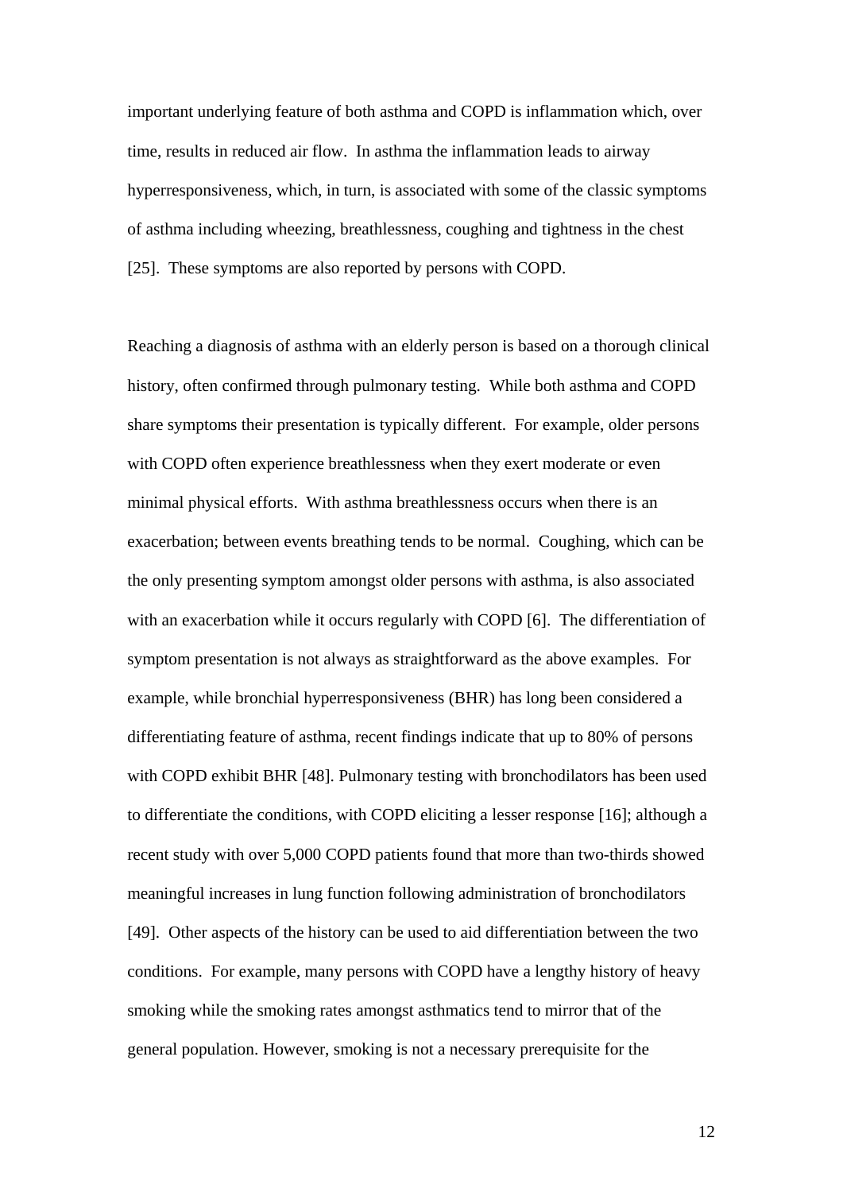important underlying feature of both asthma and COPD is inflammation which, over time, results in reduced air flow. In asthma the inflammation leads to airway hyperresponsiveness, which, in turn, is associated with some of the classic symptoms of asthma including wheezing, breathlessness, coughing and tightness in the chest [25]. These symptoms are also reported by persons with COPD.

Reaching a diagnosis of asthma with an elderly person is based on a thorough clinical history, often confirmed through pulmonary testing. While both asthma and COPD share symptoms their presentation is typically different. For example, older persons with COPD often experience breathlessness when they exert moderate or even minimal physical efforts. With asthma breathlessness occurs when there is an exacerbation; between events breathing tends to be normal. Coughing, which can be the only presenting symptom amongst older persons with asthma, is also associated with an exacerbation while it occurs regularly with COPD [6]. The differentiation of symptom presentation is not always as straightforward as the above examples. For example, while bronchial hyperresponsiveness (BHR) has long been considered a differentiating feature of asthma, recent findings indicate that up to 80% of persons with COPD exhibit BHR [48]. Pulmonary testing with bronchodilators has been used to differentiate the conditions, with COPD eliciting a lesser response [16]; although a recent study with over 5,000 COPD patients found that more than two-thirds showed meaningful increases in lung function following administration of bronchodilators [49]. Other aspects of the history can be used to aid differentiation between the two conditions. For example, many persons with COPD have a lengthy history of heavy smoking while the smoking rates amongst asthmatics tend to mirror that of the general population. However, smoking is not a necessary prerequisite for the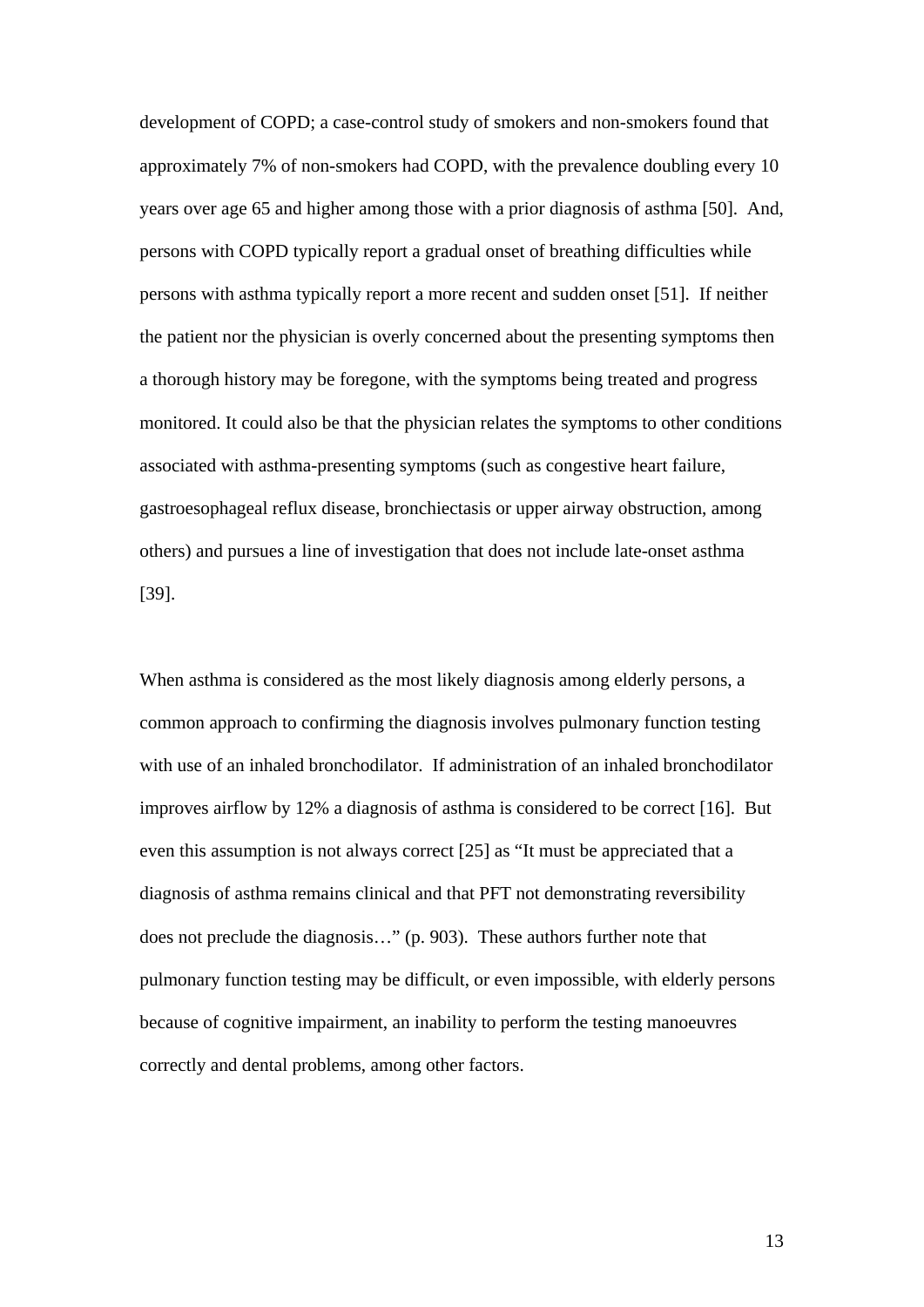development of COPD; a case-control study of smokers and non-smokers found that approximately 7% of non-smokers had COPD, with the prevalence doubling every 10 years over age 65 and higher among those with a prior diagnosis of asthma [50]. And, persons with COPD typically report a gradual onset of breathing difficulties while persons with asthma typically report a more recent and sudden onset [51]. If neither the patient nor the physician is overly concerned about the presenting symptoms then a thorough history may be foregone, with the symptoms being treated and progress monitored. It could also be that the physician relates the symptoms to other conditions associated with asthma-presenting symptoms (such as congestive heart failure, gastroesophageal reflux disease, bronchiectasis or upper airway obstruction, among others) and pursues a line of investigation that does not include late-onset asthma [39].

When asthma is considered as the most likely diagnosis among elderly persons, a common approach to confirming the diagnosis involves pulmonary function testing with use of an inhaled bronchodilator. If administration of an inhaled bronchodilator improves airflow by 12% a diagnosis of asthma is considered to be correct [16]. But even this assumption is not always correct [25] as "It must be appreciated that a diagnosis of asthma remains clinical and that PFT not demonstrating reversibility does not preclude the diagnosis…" (p. 903). These authors further note that pulmonary function testing may be difficult, or even impossible, with elderly persons because of cognitive impairment, an inability to perform the testing manoeuvres correctly and dental problems, among other factors.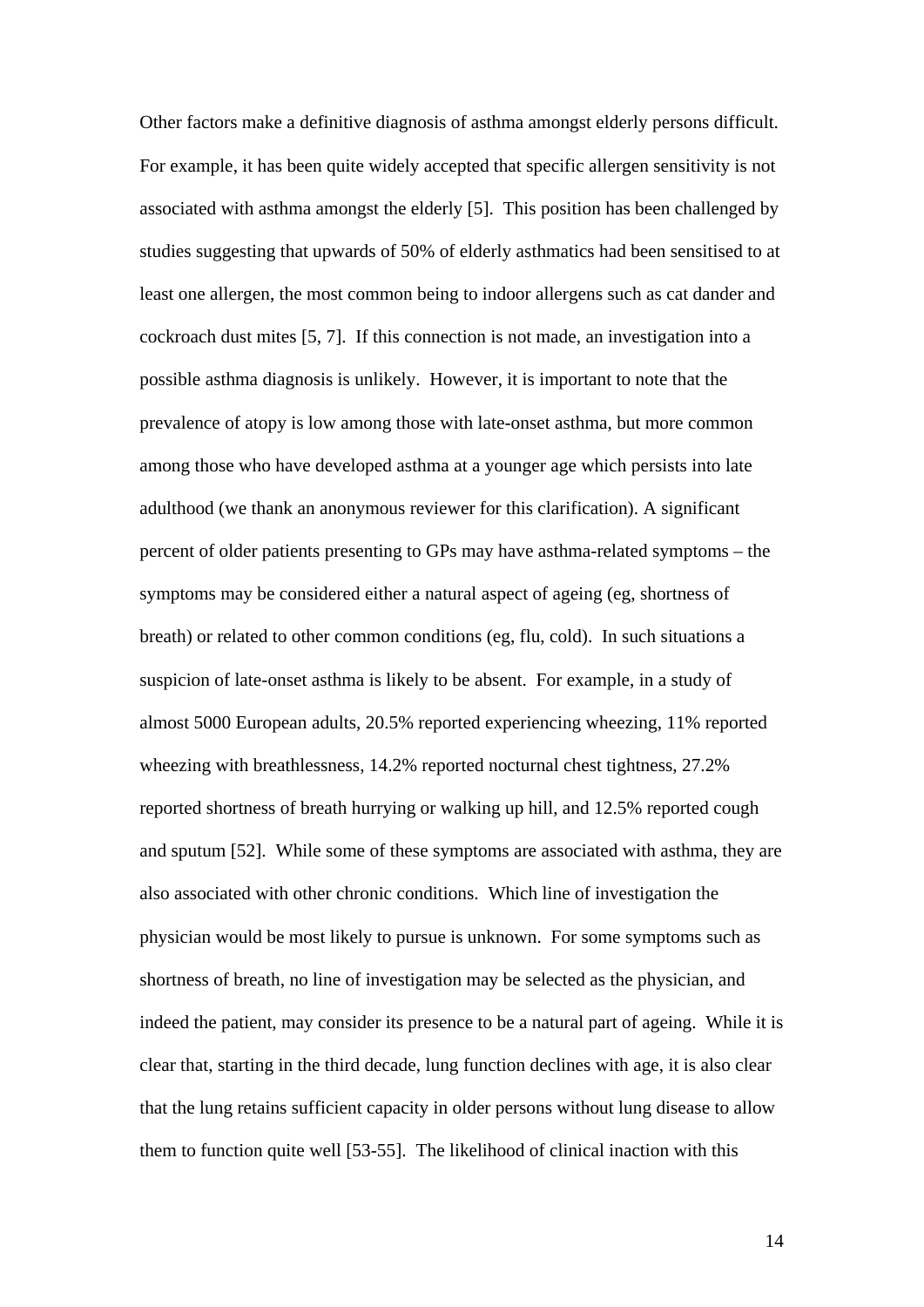Other factors make a definitive diagnosis of asthma amongst elderly persons difficult. For example, it has been quite widely accepted that specific allergen sensitivity is not associated with asthma amongst the elderly [5]. This position has been challenged by studies suggesting that upwards of 50% of elderly asthmatics had been sensitised to at least one allergen, the most common being to indoor allergens such as cat dander and cockroach dust mites [5, 7]. If this connection is not made, an investigation into a possible asthma diagnosis is unlikely. However, it is important to note that the prevalence of atopy is low among those with late-onset asthma, but more common among those who have developed asthma at a younger age which persists into late adulthood (we thank an anonymous reviewer for this clarification). A significant percent of older patients presenting to GPs may have asthma-related symptoms – the symptoms may be considered either a natural aspect of ageing (eg, shortness of breath) or related to other common conditions (eg, flu, cold). In such situations a suspicion of late-onset asthma is likely to be absent. For example, in a study of almost 5000 European adults, 20.5% reported experiencing wheezing, 11% reported wheezing with breathlessness, 14.2% reported nocturnal chest tightness, 27.2% reported shortness of breath hurrying or walking up hill, and 12.5% reported cough and sputum [52]. While some of these symptoms are associated with asthma, they are also associated with other chronic conditions. Which line of investigation the physician would be most likely to pursue is unknown. For some symptoms such as shortness of breath, no line of investigation may be selected as the physician, and indeed the patient, may consider its presence to be a natural part of ageing. While it is clear that, starting in the third decade, lung function declines with age, it is also clear that the lung retains sufficient capacity in older persons without lung disease to allow them to function quite well [53-55]. The likelihood of clinical inaction with this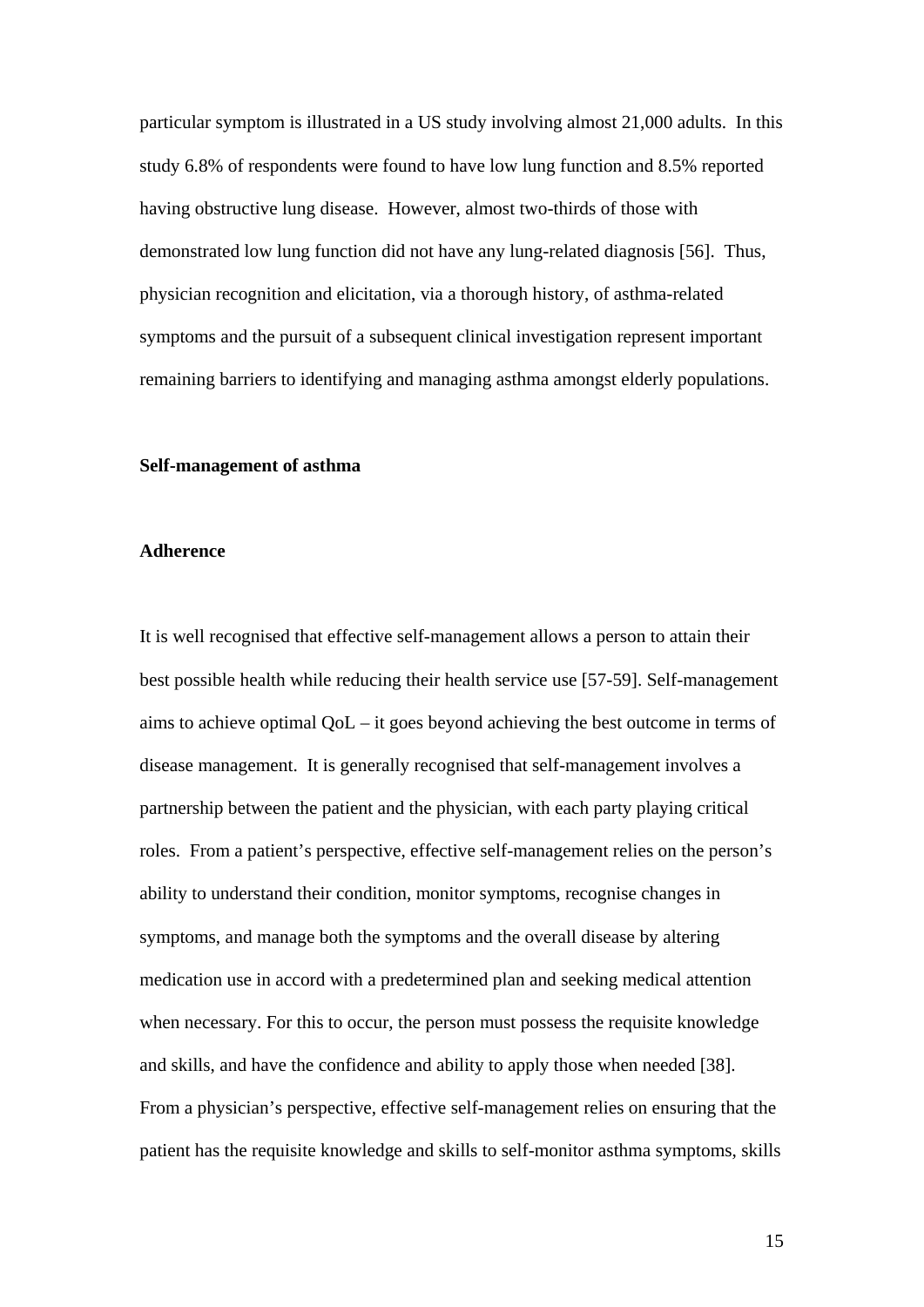particular symptom is illustrated in a US study involving almost 21,000 adults. In this study 6.8% of respondents were found to have low lung function and 8.5% reported having obstructive lung disease. However, almost two-thirds of those with demonstrated low lung function did not have any lung-related diagnosis [56]. Thus, physician recognition and elicitation, via a thorough history, of asthma-related symptoms and the pursuit of a subsequent clinical investigation represent important remaining barriers to identifying and managing asthma amongst elderly populations.

## Self-management of asthma

### Adherence

It is well recognised that effective self-management allows a person to attain their best possible health while reducing their health service use [57-59]. Self-management aims to achieve optimal QoL – it goes beyond achieving the best outcome in terms of disease management. It is generally recognised that self-management involves a partnership between the patient and the physician, with each party playing critical roles. From a patient's perspective, effective self-management relies on the person's ability to understand their condition, monitor symptoms, recognise changes in symptoms, and manage both the symptoms and the overall disease by altering medication use in accord with a predetermined plan and seeking medical attention when necessary. For this to occur, the person must possess the requisite knowledge and skills, and have the confidence and ability to apply those when needed [38]. From a physician's perspective, effective self-management relies on ensuring that the patient has the requisite knowledge and skills to self-monitor asthma symptoms, skills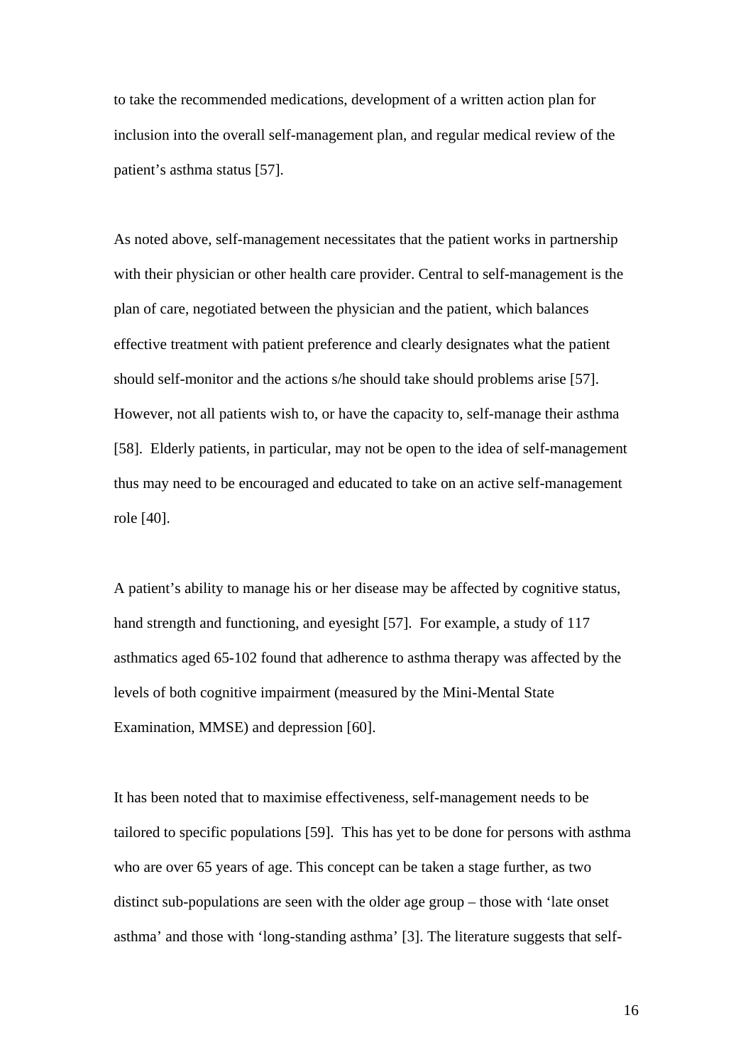to take the recommended medications, development of a written action plan for inclusion into the overall self-management plan, and regular medical review of the patient's asthma status [57].

As noted above, self-management necessitates that the patient works in partnership with their physician or other health care provider. Central to self-management is the plan of care, negotiated between the physician and the patient, which balances effective treatment with patient preference and clearly designates what the patient should self-monitor and the actions s/he should take should problems arise [57]. However, not all patients wish to, or have the capacity to, self-manage their asthma [58]. Elderly patients, in particular, may not be open to the idea of self-management thus may need to be encouraged and educated to take on an active self-management role [40].

A patient's ability to manage his or her disease may be affected by cognitive status, hand strength and functioning, and eyesight [57]. For example, a study of 117 asthmatics aged 65-102 found that adherence to asthma therapy was affected by the levels of both cognitive impairment (measured by the Mini-Mental State Examination, MMSE) and depression [60].

It has been noted that to maximise effectiveness, self-management needs to be tailored to specific populations [59]. This has yet to be done for persons with asthma who are over 65 years of age. This concept can be taken a stage further, as two distinct sub-populations are seen with the older age group – those with 'late onset asthma' and those with 'long-standing asthma' [3]. The literature suggests that self-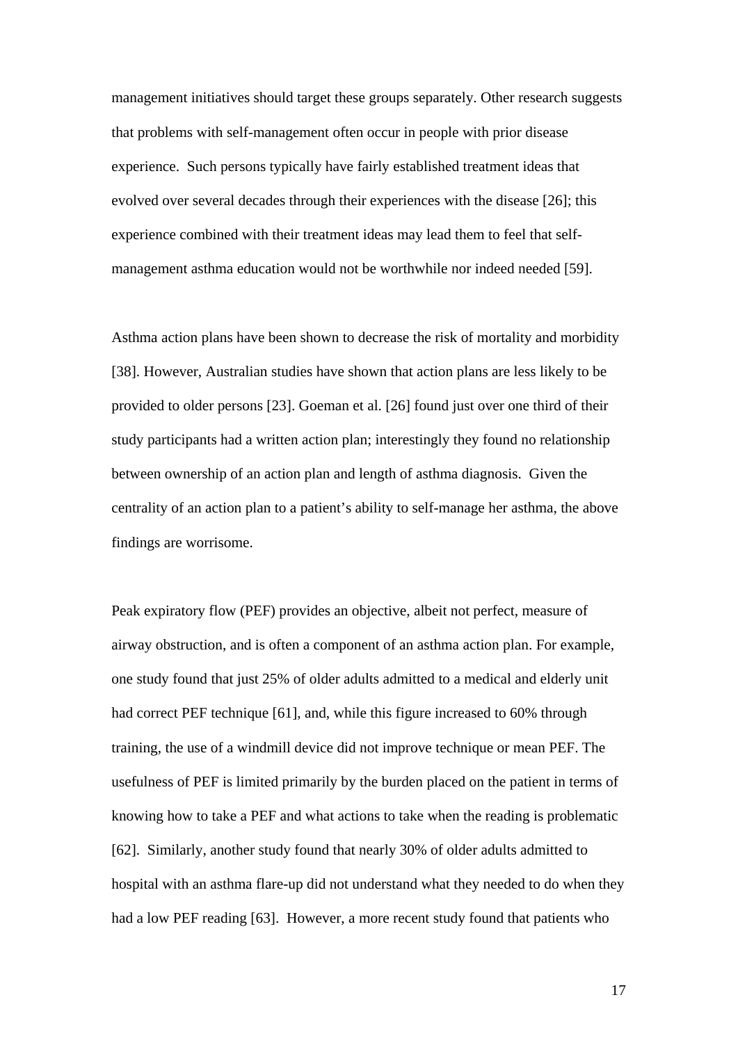management initiatives should target these groups separately. Other research suggests that problems with self-management often occur in people with prior disease experience. Such persons typically have fairly established treatment ideas that evolved over several decades through their experiences with the disease [26]; this experience combined with their treatment ideas may lead them to feel that self-management asthma education would not be worthwhile nor indeed needed [59].

Asthma action plans have been shown to decrease the risk of mortality and morbidity [38]. However, Australian studies have shown that action plans are less likely to be provided to older persons [23]. Goeman et al. [26] found just over one third of their study participants had a written action plan; interestingly they found no relationship between ownership of an action plan and length of asthma diagnosis. Given the centrality of an action plan to a patient's ability to self-manage her asthma, the above findings are worrisome.

Peak expiratory flow (PEF) provides an objective, albeit not perfect, measure of airway obstruction, and is often a component of an asthma action plan. For example, one study found that just 25% of older adults admitted to a medical and elderly unit had correct PEF technique [61], and, while this figure increased to 60% through training, the use of a windmill device did not improve technique or mean PEF. The usefulness of PEF is limited primarily by the burden placed on the patient in terms of knowing how to take a PEF and what actions to take when the reading is problematic [62]. Similarly, another study found that nearly 30% of older adults admitted to hospital with an asthma flare-up did not understand what they needed to do when they had a low PEF reading [63]. However, a more recent study found that patients who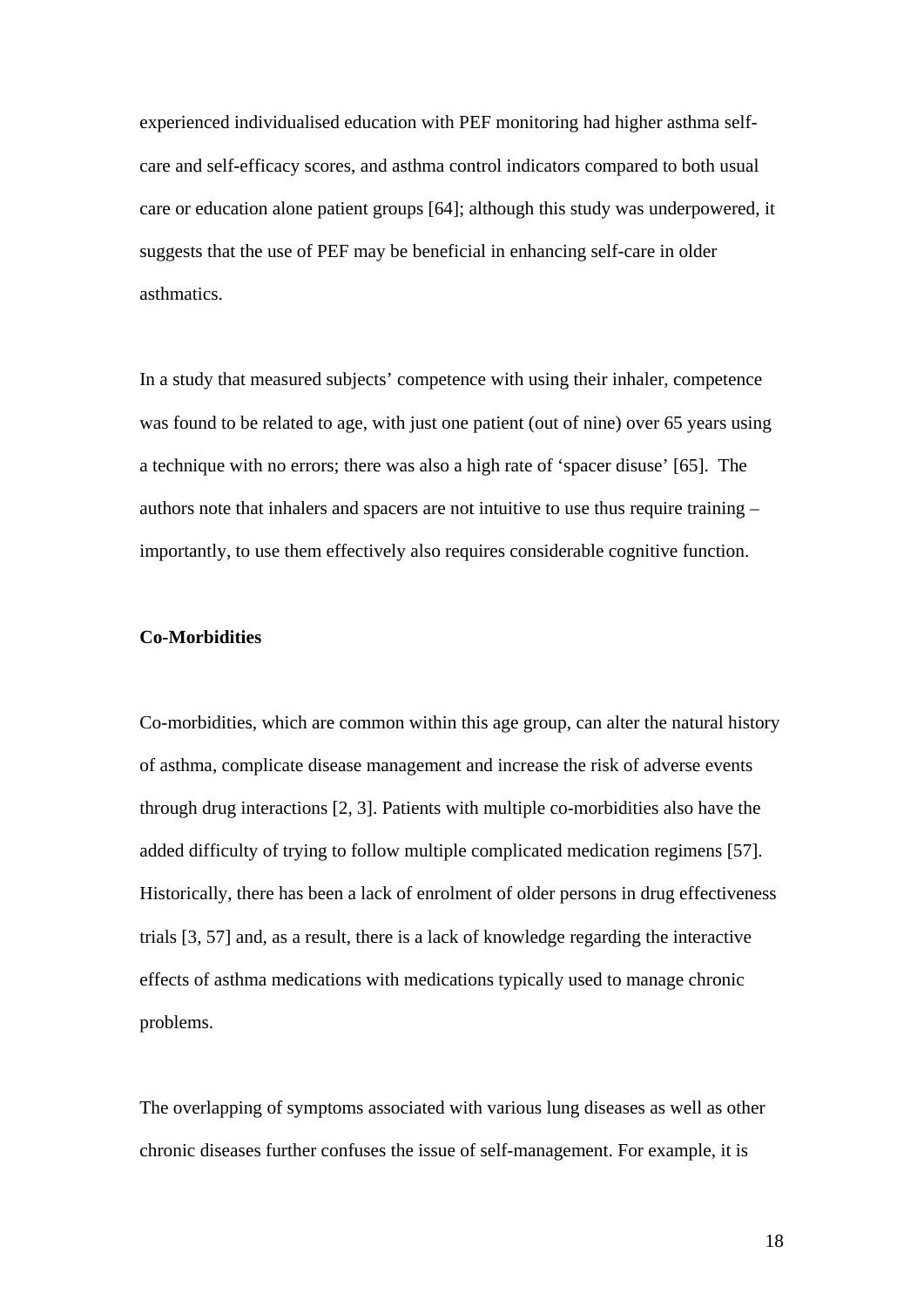experienced individualised education with PEF monitoring had higher asthma self-care and self-efficacy scores, and asthma control indicators compared to both usual care or education alone patient groups [64]; although this study was underpowered, it suggests that the use of PEF may be beneficial in enhancing self-care in older asthmatics.

In a study that measured subjects' competence with using their inhaler, competence was found to be related to age, with just one patient (out of nine) over 65 years using a technique with no errors; there was also a high rate of 'spacer disuse' [65]. The authors note that inhalers and spacers are not intuitive to use thus require training – importantly, to use them effectively also requires considerable cognitive function.

**Co-Morbidities**

Co-morbidities, which are common within this age group, can alter the natural history of asthma, complicate disease management and increase the risk of adverse events through drug interactions [2, 3]. Patients with multiple co-morbidities also have the added difficulty of trying to follow multiple complicated medication regimens [57]. Historically, there has been a lack of enrolment of older persons in drug effectiveness trials [3, 57] and, as a result, there is a lack of knowledge regarding the interactive effects of asthma medications with medications typically used to manage chronic problems.

The overlapping of symptoms associated with various lung diseases as well as other chronic diseases further confuses the issue of self-management. For example, it is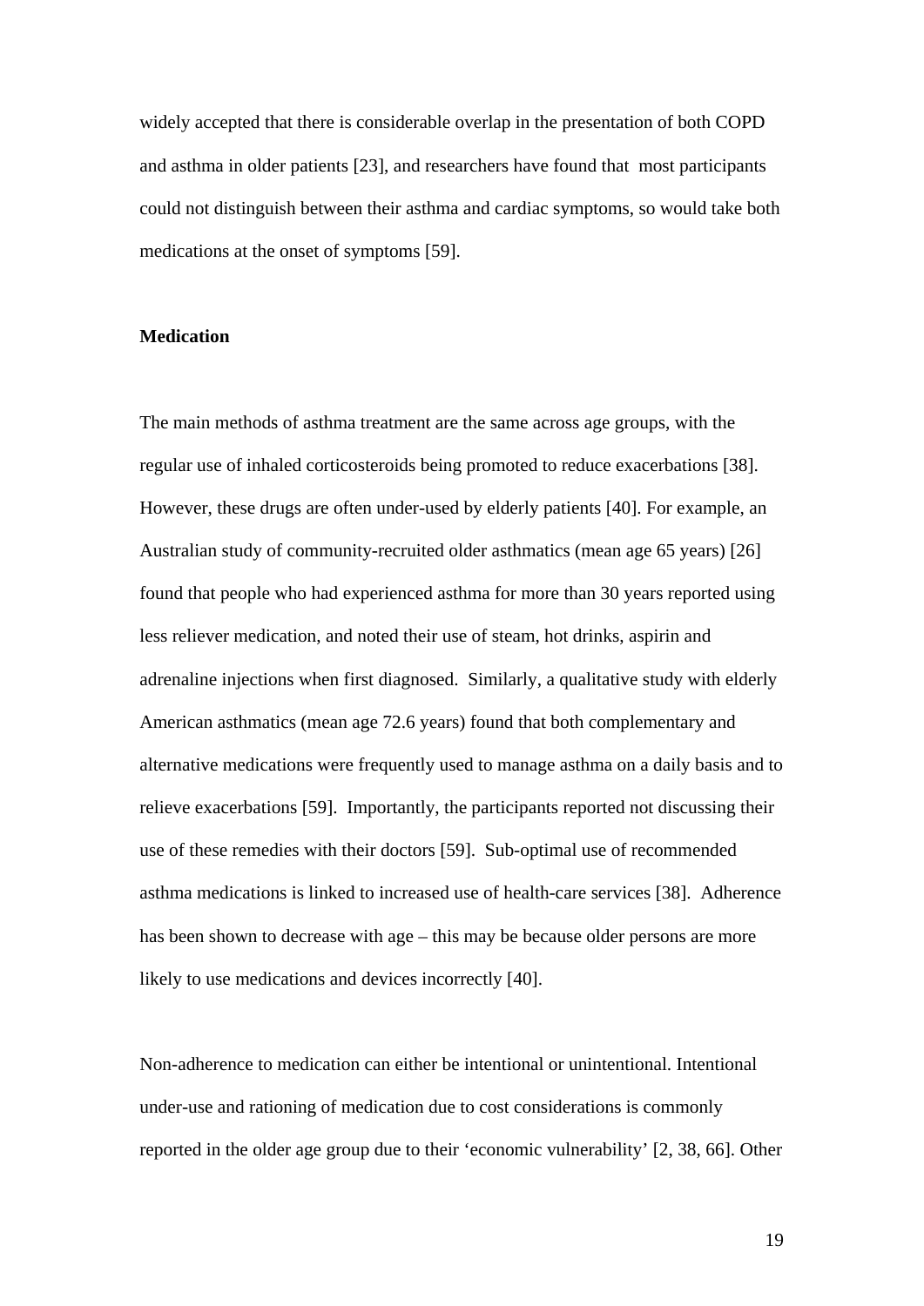widely accepted that there is considerable overlap in the presentation of both COPD and asthma in older patients [23], and researchers have found that most participants could not distinguish between their asthma and cardiac symptoms, so would take both medications at the onset of symptoms [59].

**Medication**

The main methods of asthma treatment are the same across age groups, with the regular use of inhaled corticosteroids being promoted to reduce exacerbations [38]. However, these drugs are often under-used by elderly patients [40]. For example, an Australian study of community-recruited older asthmatics (mean age 65 years) [26] found that people who had experienced asthma for more than 30 years reported using less reliever medication, and noted their use of steam, hot drinks, aspirin and adrenaline injections when first diagnosed. Similarly, a qualitative study with elderly American asthmatics (mean age 72.6 years) found that both complementary and alternative medications were frequently used to manage asthma on a daily basis and to relieve exacerbations [59]. Importantly, the participants reported not discussing their use of these remedies with their doctors [59]. Sub-optimal use of recommended asthma medications is linked to increased use of health-care services [38]. Adherence has been shown to decrease with age – this may be because older persons are more likely to use medications and devices incorrectly [40].

Non-adherence to medication can either be intentional or unintentional. Intentional under-use and rationing of medication due to cost considerations is commonly reported in the older age group due to their 'economic vulnerability' [2, 38, 66]. Other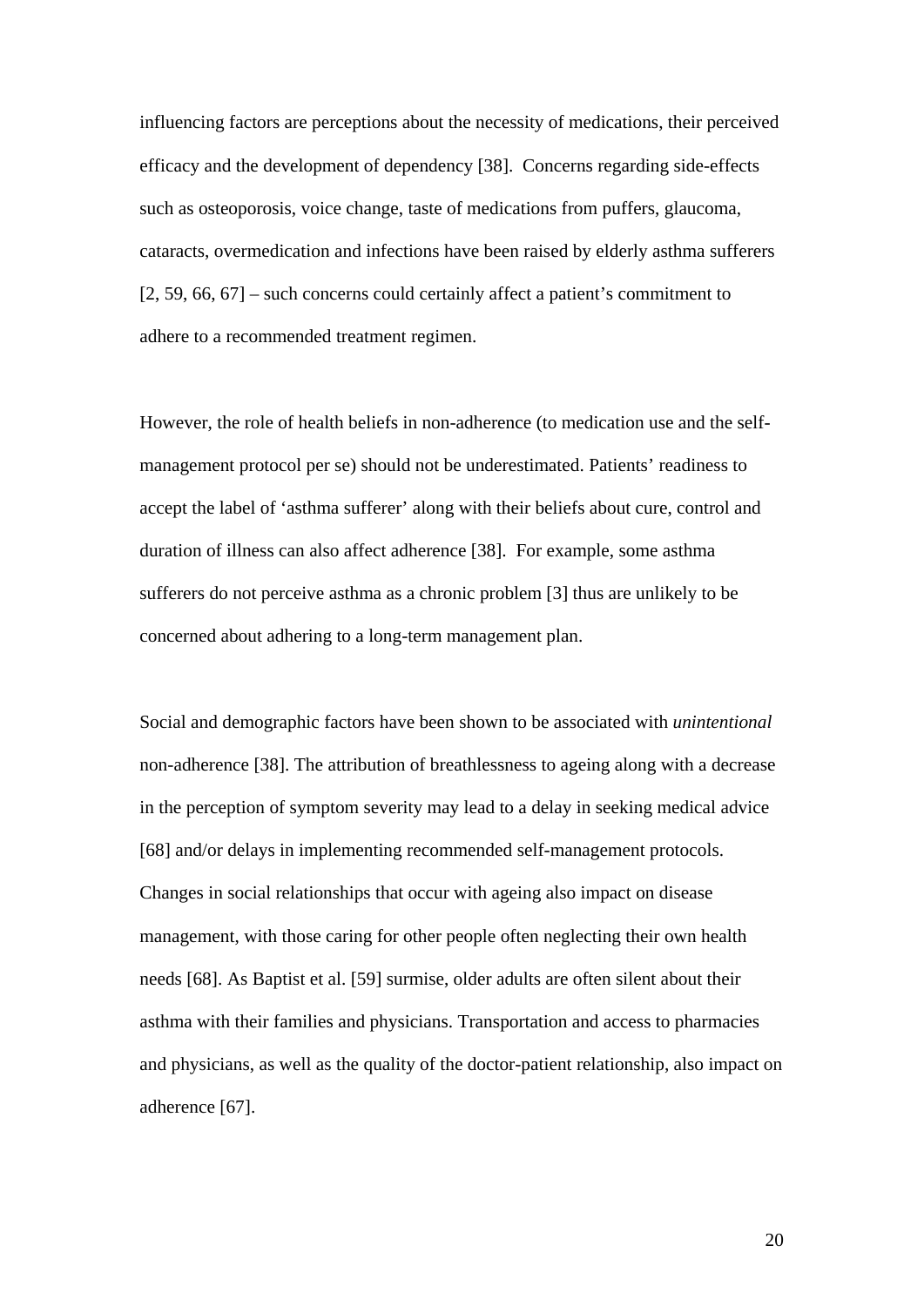influencing factors are perceptions about the necessity of medications, their perceived efficacy and the development of dependency [38]. Concerns regarding side-effects such as osteoporosis, voice change, taste of medications from puffers, glaucoma, cataracts, overmedication and infections have been raised by elderly asthma sufferers [2, 59, 66, 67] – such concerns could certainly affect a patient's commitment to adhere to a recommended treatment regimen.

However, the role of health beliefs in non-adherence (to medication use and the self-management protocol per se) should not be underestimated. Patients' readiness to accept the label of 'asthma sufferer' along with their beliefs about cure, control and duration of illness can also affect adherence [38]. For example, some asthma sufferers do not perceive asthma as a chronic problem [3] thus are unlikely to be concerned about adhering to a long-term management plan.

Social and demographic factors have been shown to be associated with *unintentional* non-adherence [38]. The attribution of breathlessness to ageing along with a decrease in the perception of symptom severity may lead to a delay in seeking medical advice [68] and/or delays in implementing recommended self-management protocols. Changes in social relationships that occur with ageing also impact on disease management, with those caring for other people often neglecting their own health needs [68]. As Baptist et al. [59] surmise, older adults are often silent about their asthma with their families and physicians. Transportation and access to pharmacies and physicians, as well as the quality of the doctor-patient relationship, also impact on adherence [67].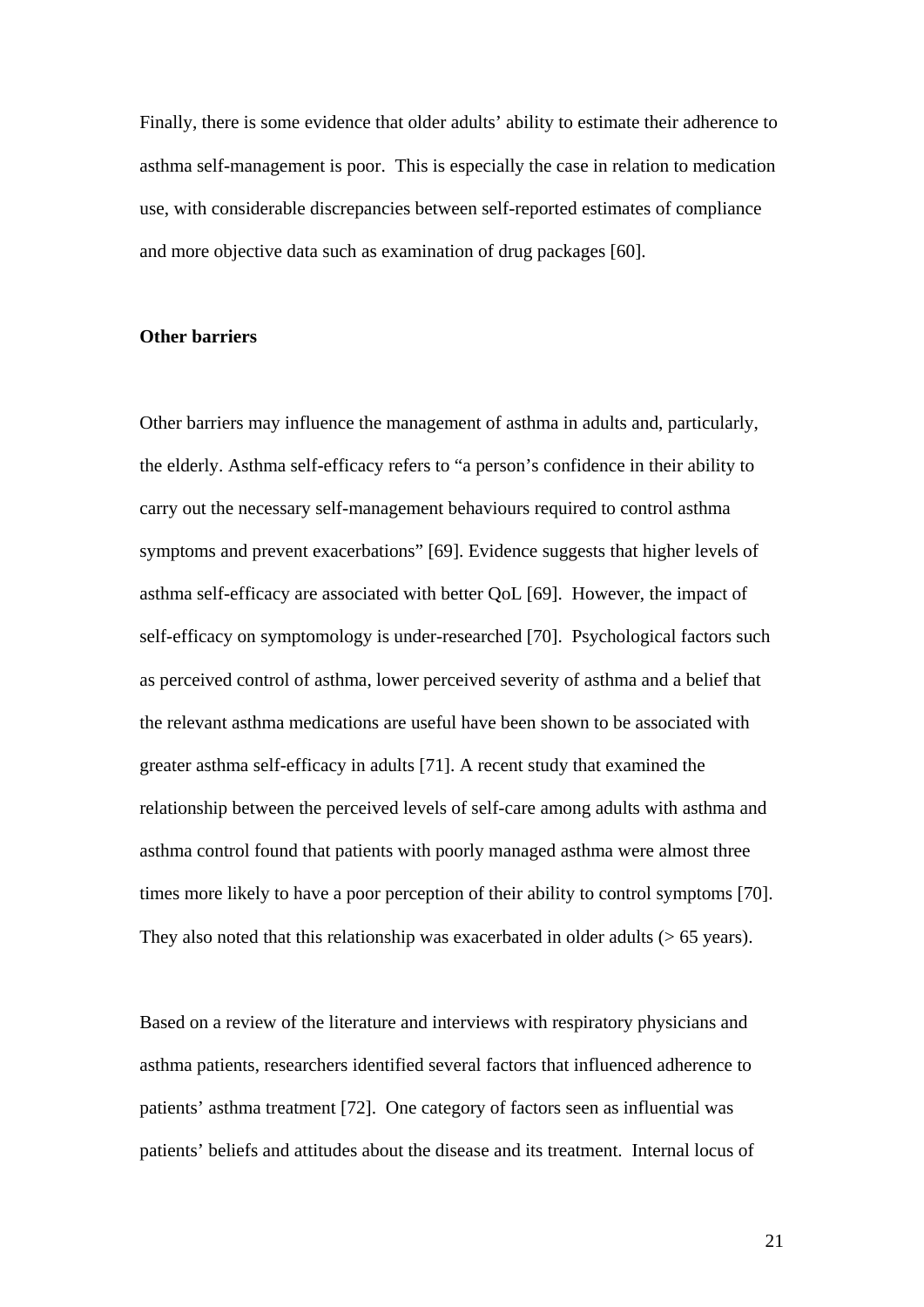Finally, there is some evidence that older adults' ability to estimate their adherence to asthma self-management is poor. This is especially the case in relation to medication use, with considerable discrepancies between self-reported estimates of compliance and more objective data such as examination of drug packages [60].

**Other barriers**

Other barriers may influence the management of asthma in adults and, particularly, the elderly. Asthma self-efficacy refers to "a person's confidence in their ability to carry out the necessary self-management behaviours required to control asthma symptoms and prevent exacerbations" [69]. Evidence suggests that higher levels of asthma self-efficacy are associated with better QoL [69]. However, the impact of self-efficacy on symptomology is under-researched [70]. Psychological factors such as perceived control of asthma, lower perceived severity of asthma and a belief that the relevant asthma medications are useful have been shown to be associated with greater asthma self-efficacy in adults [71]. A recent study that examined the relationship between the perceived levels of self-care among adults with asthma and asthma control found that patients with poorly managed asthma were almost three times more likely to have a poor perception of their ability to control symptoms [70]. They also noted that this relationship was exacerbated in older adults (> 65 years).

Based on a review of the literature and interviews with respiratory physicians and asthma patients, researchers identified several factors that influenced adherence to patients' asthma treatment [72]. One category of factors seen as influential was patients' beliefs and attitudes about the disease and its treatment. Internal locus of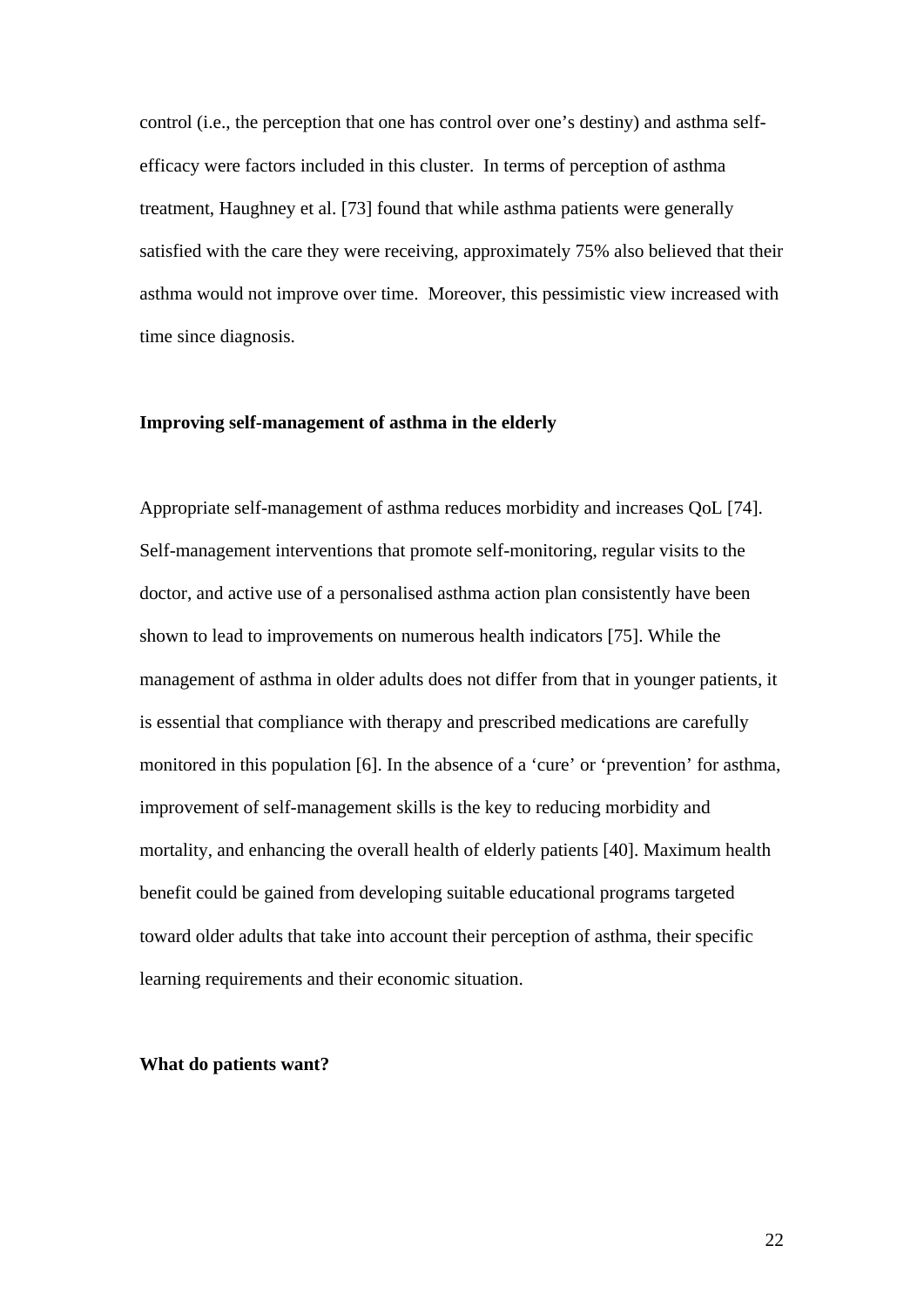control (i.e., the perception that one has control over one's destiny) and asthma self-efficacy were factors included in this cluster. In terms of perception of asthma treatment, Haughney et al. [73] found that while asthma patients were generally satisfied with the care they were receiving, approximately 75% also believed that their asthma would not improve over time. Moreover, this pessimistic view increased with time since diagnosis.

**Improving self-management of asthma in the elderly**

Appropriate self-management of asthma reduces morbidity and increases QoL [74]. Self-management interventions that promote self-monitoring, regular visits to the doctor, and active use of a personalised asthma action plan consistently have been shown to lead to improvements on numerous health indicators [75]. While the management of asthma in older adults does not differ from that in younger patients, it is essential that compliance with therapy and prescribed medications are carefully monitored in this population [6]. In the absence of a 'cure' or 'prevention' for asthma, improvement of self-management skills is the key to reducing morbidity and mortality, and enhancing the overall health of elderly patients [40]. Maximum health benefit could be gained from developing suitable educational programs targeted toward older adults that take into account their perception of asthma, their specific learning requirements and their economic situation.

**What do patients want?**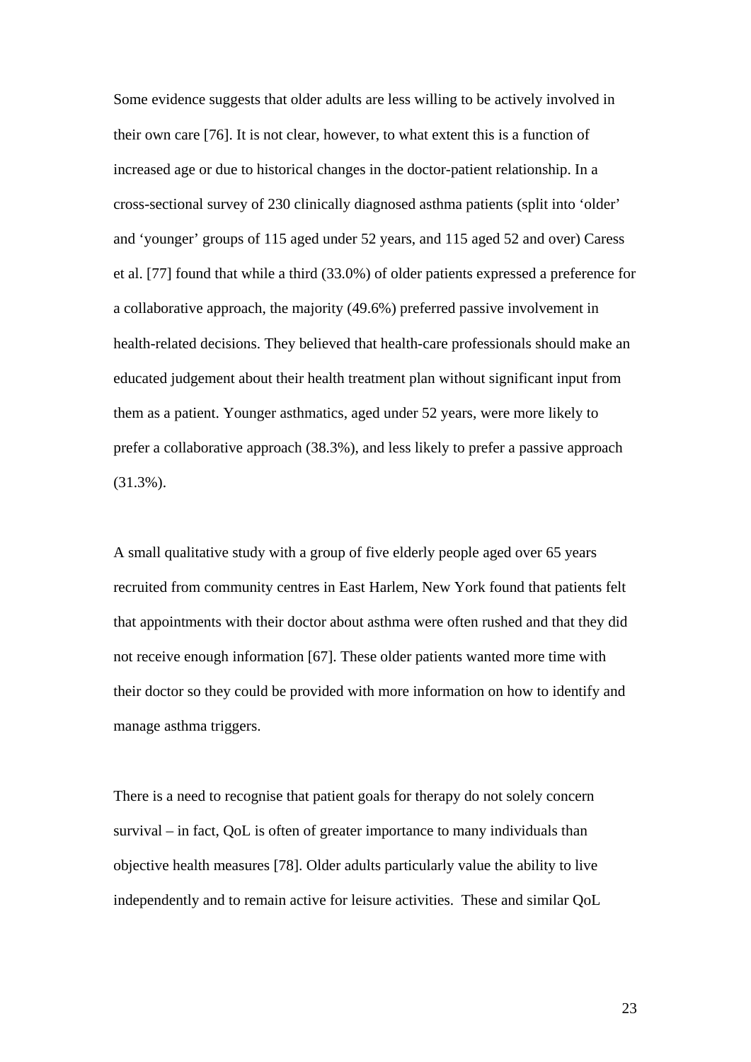Some evidence suggests that older adults are less willing to be actively involved in their own care [76]. It is not clear, however, to what extent this is a function of increased age or due to historical changes in the doctor-patient relationship. In a cross-sectional survey of 230 clinically diagnosed asthma patients (split into 'older' and 'younger' groups of 115 aged under 52 years, and 115 aged 52 and over) Caress et al. [77] found that while a third (33.0%) of older patients expressed a preference for a collaborative approach, the majority (49.6%) preferred passive involvement in health-related decisions. They believed that health-care professionals should make an educated judgement about their health treatment plan without significant input from them as a patient. Younger asthmatics, aged under 52 years, were more likely to prefer a collaborative approach (38.3%), and less likely to prefer a passive approach (31.3%).

A small qualitative study with a group of five elderly people aged over 65 years recruited from community centres in East Harlem, New York found that patients felt that appointments with their doctor about asthma were often rushed and that they did not receive enough information [67]. These older patients wanted more time with their doctor so they could be provided with more information on how to identify and manage asthma triggers.

There is a need to recognise that patient goals for therapy do not solely concern survival – in fact, QoL is often of greater importance to many individuals than objective health measures [78]. Older adults particularly value the ability to live independently and to remain active for leisure activities. These and similar QoL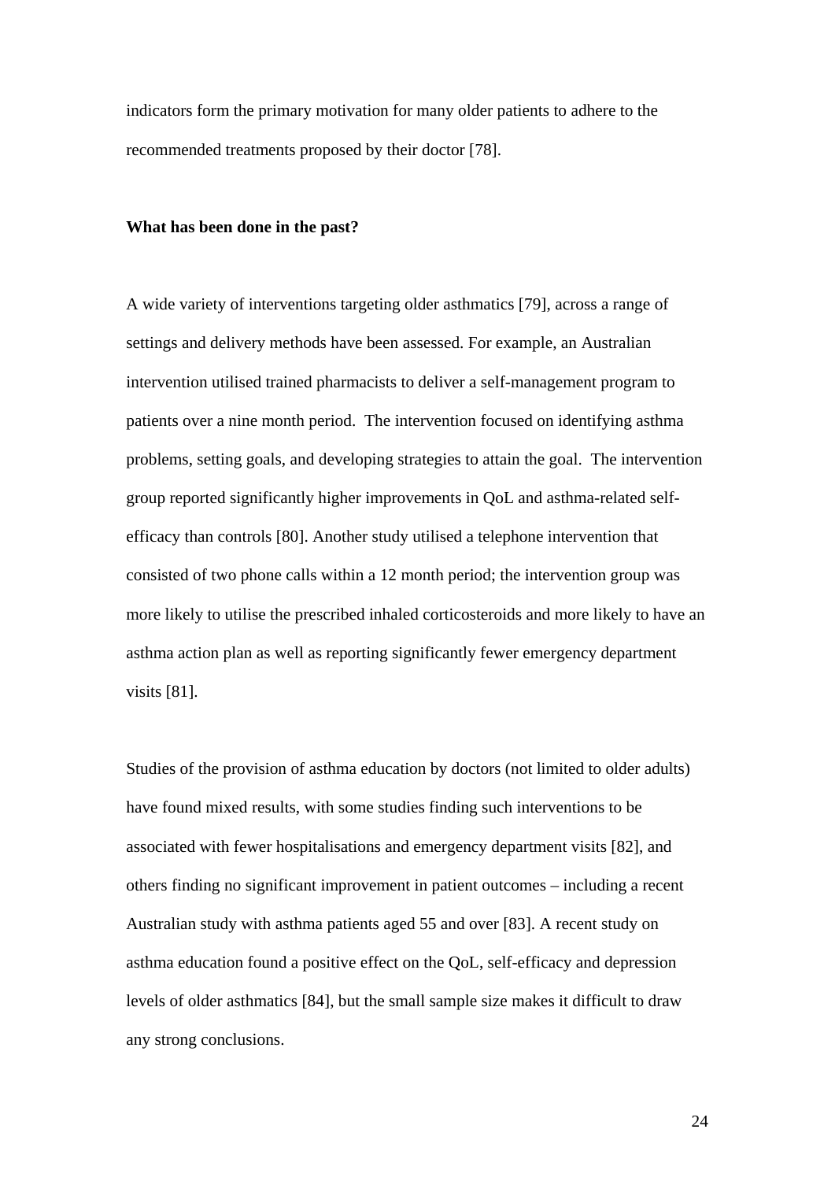indicators form the primary motivation for many older patients to adhere to the recommended treatments proposed by their doctor [78].

**What has been done in the past?**

A wide variety of interventions targeting older asthmatics [79], across a range of settings and delivery methods have been assessed. For example, an Australian intervention utilised trained pharmacists to deliver a self-management program to patients over a nine month period. The intervention focused on identifying asthma problems, setting goals, and developing strategies to attain the goal. The intervention group reported significantly higher improvements in QoL and asthma-related self-efficacy than controls [80]. Another study utilised a telephone intervention that consisted of two phone calls within a 12 month period; the intervention group was more likely to utilise the prescribed inhaled corticosteroids and more likely to have an asthma action plan as well as reporting significantly fewer emergency department visits [81].

Studies of the provision of asthma education by doctors (not limited to older adults) have found mixed results, with some studies finding such interventions to be associated with fewer hospitalisations and emergency department visits [82], and others finding no significant improvement in patient outcomes – including a recent Australian study with asthma patients aged 55 and over [83]. A recent study on asthma education found a positive effect on the QoL, self-efficacy and depression levels of older asthmatics [84], but the small sample size makes it difficult to draw any strong conclusions.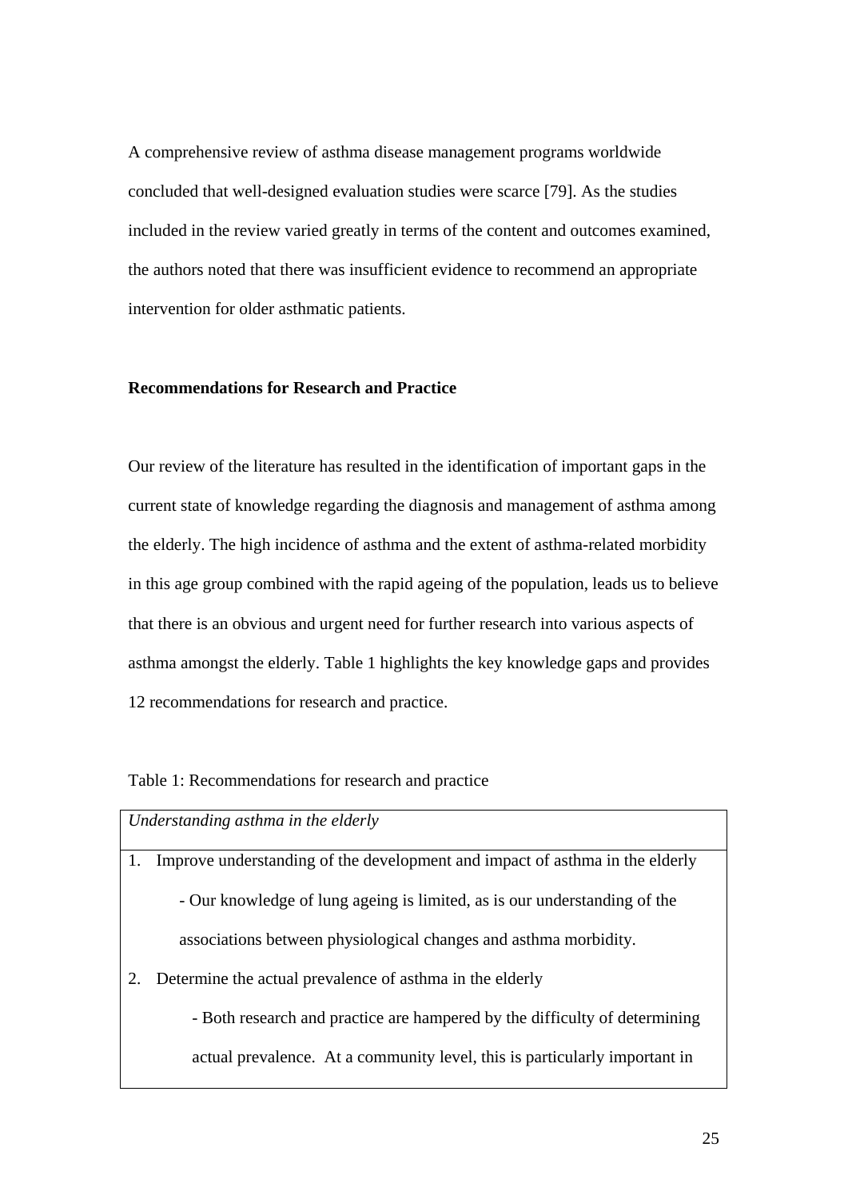A comprehensive review of asthma disease management programs worldwide concluded that well-designed evaluation studies were scarce [79]. As the studies included in the review varied greatly in terms of the content and outcomes examined, the authors noted that there was insufficient evidence to recommend an appropriate intervention for older asthmatic patients.

**Recommendations for Research and Practice**

Our review of the literature has resulted in the identification of important gaps in the current state of knowledge regarding the diagnosis and management of asthma among the elderly. The high incidence of asthma and the extent of asthma-related morbidity in this age group combined with the rapid ageing of the population, leads us to believe that there is an obvious and urgent need for further research into various aspects of asthma amongst the elderly. Table 1 highlights the key knowledge gaps and provides 12 recommendations for research and practice.

Table 1: Recommendations for research and practice

| *Understanding asthma in the elderly* |
| --- |
| 1. Improve understanding of the development and impact of asthma in the elderly<br>- Our knowledge of lung ageing is limited, as is our understanding of the associations between physiological changes and asthma morbidity.<br>2. Determine the actual prevalence of asthma in the elderly<br>- Both research and practice are hampered by the difficulty of determining actual prevalence. At a community level, this is particularly important in |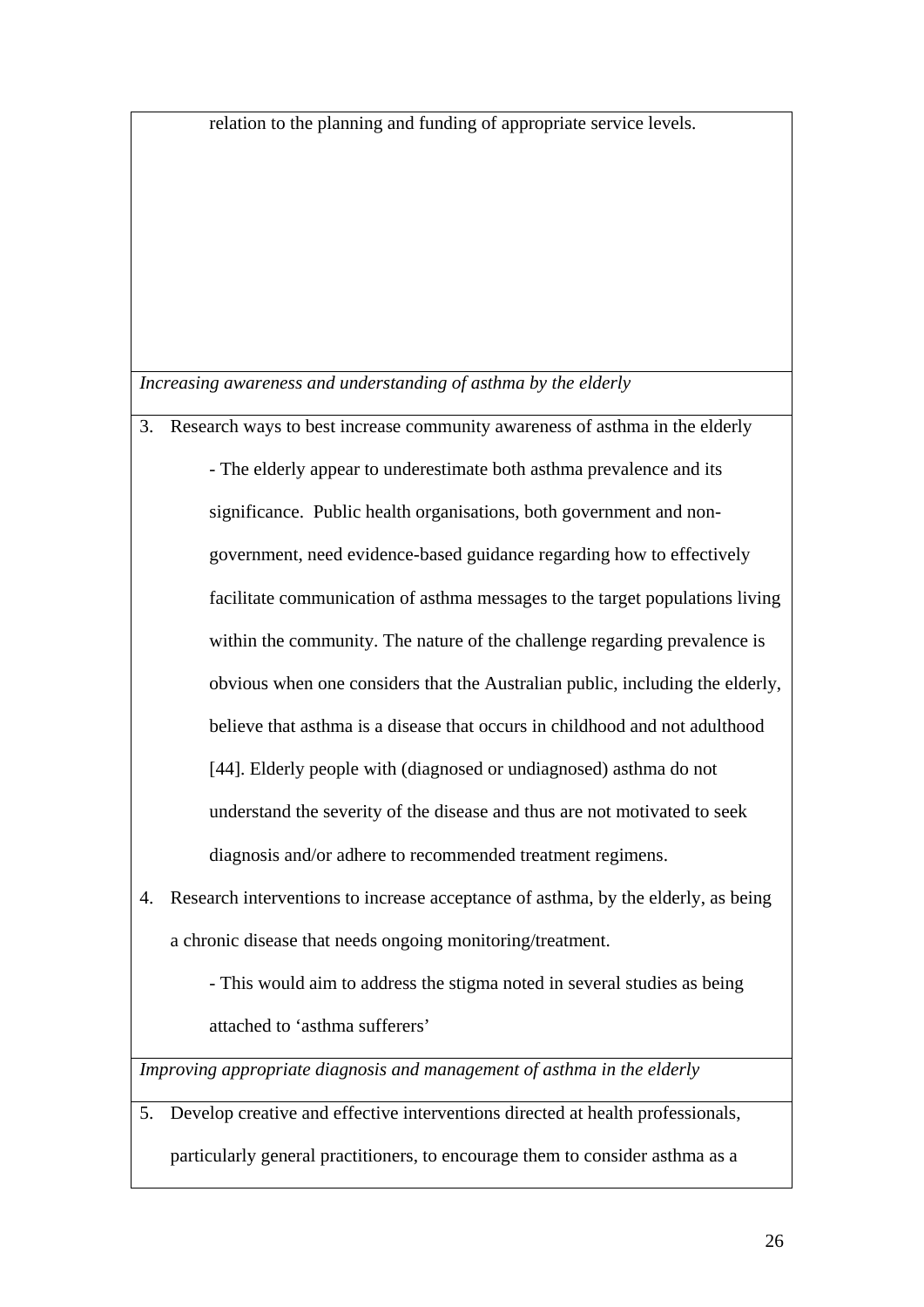relation to the planning and funding of appropriate service levels.

*Increasing awareness and understanding of asthma by the elderly*

3. Research ways to best increase community awareness of asthma in the elderly

   - The elderly appear to underestimate both asthma prevalence and its significance. Public health organisations, both government and non-government, need evidence-based guidance regarding how to effectively facilitate communication of asthma messages to the target populations living within the community. The nature of the challenge regarding prevalence is obvious when one considers that the Australian public, including the elderly, believe that asthma is a disease that occurs in childhood and not adulthood [44]. Elderly people with (diagnosed or undiagnosed) asthma do not understand the severity of the disease and thus are not motivated to seek diagnosis and/or adhere to recommended treatment regimens.

4. Research interventions to increase acceptance of asthma, by the elderly, as being a chronic disease that needs ongoing monitoring/treatment.

   - This would aim to address the stigma noted in several studies as being attached to 'asthma sufferers'

*Improving appropriate diagnosis and management of asthma in the elderly*

5. Develop creative and effective interventions directed at health professionals, particularly general practitioners, to encourage them to consider asthma as a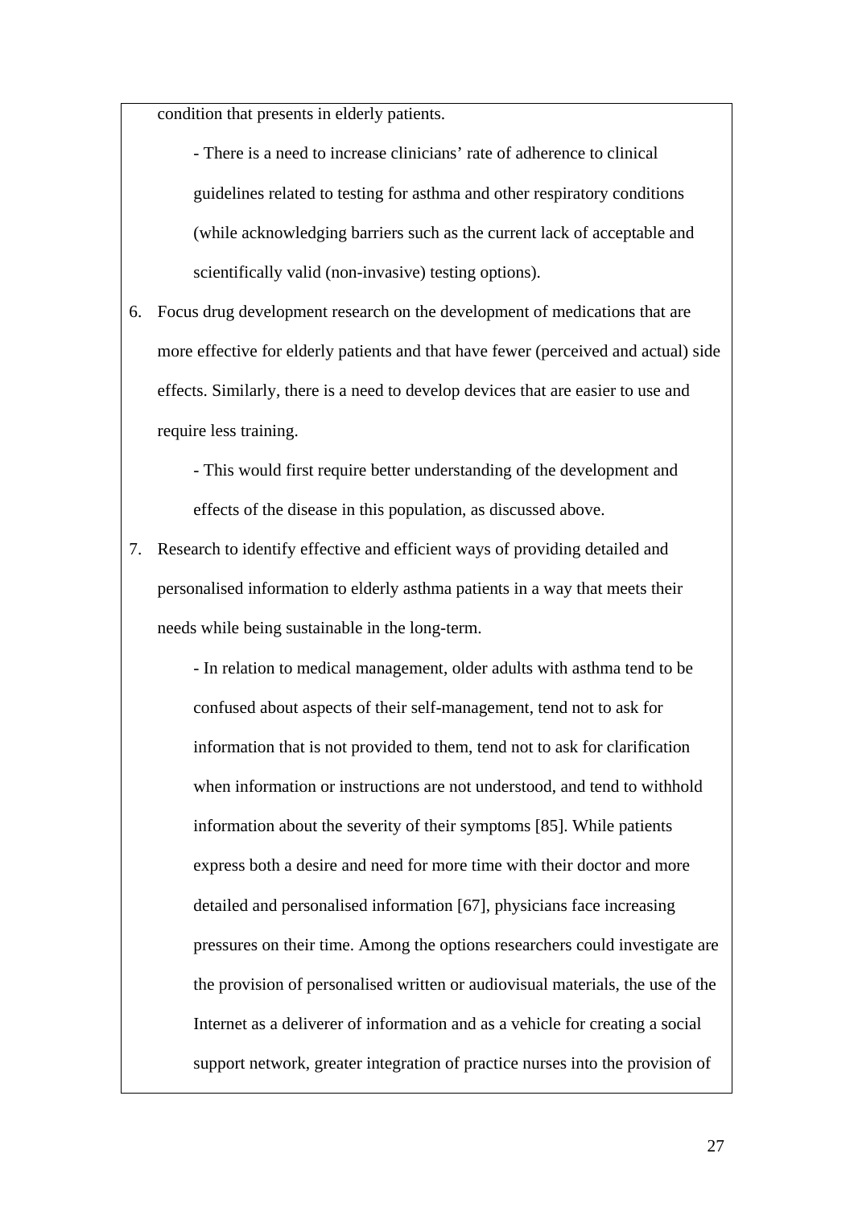condition that presents in elderly patients.

- There is a need to increase clinicians' rate of adherence to clinical guidelines related to testing for asthma and other respiratory conditions (while acknowledging barriers such as the current lack of acceptable and scientifically valid (non-invasive) testing options).

6. Focus drug development research on the development of medications that are more effective for elderly patients and that have fewer (perceived and actual) side effects. Similarly, there is a need to develop devices that are easier to use and require less training.

    - This would first require better understanding of the development and effects of the disease in this population, as discussed above.

7. Research to identify effective and efficient ways of providing detailed and personalised information to elderly asthma patients in a way that meets their needs while being sustainable in the long-term.

    - In relation to medical management, older adults with asthma tend to be confused about aspects of their self-management, tend not to ask for information that is not provided to them, tend not to ask for clarification when information or instructions are not understood, and tend to withhold information about the severity of their symptoms [85]. While patients express both a desire and need for more time with their doctor and more detailed and personalised information [67], physicians face increasing pressures on their time. Among the options researchers could investigate are the provision of personalised written or audiovisual materials, the use of the Internet as a deliverer of information and as a vehicle for creating a social support network, greater integration of practice nurses into the provision of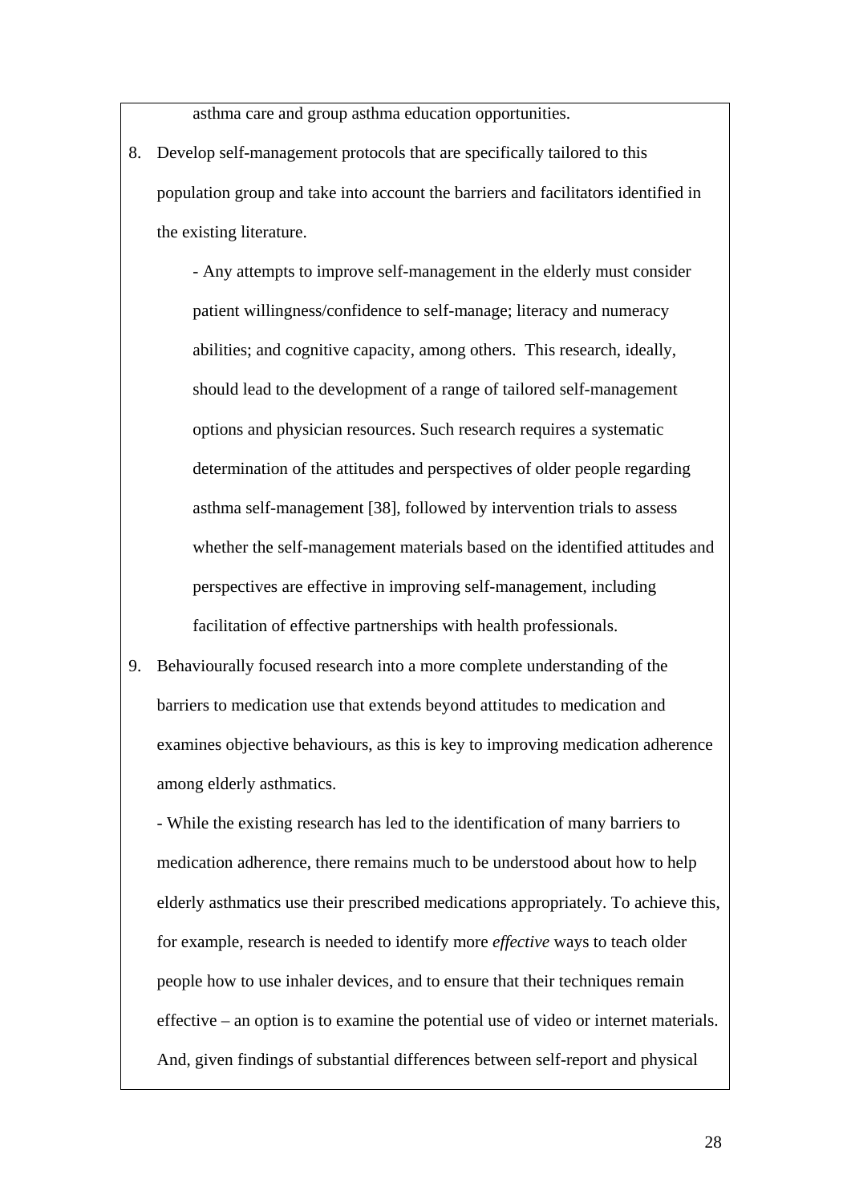asthma care and group asthma education opportunities.

8. Develop self-management protocols that are specifically tailored to this population group and take into account the barriers and facilitators identified in the existing literature.

   - Any attempts to improve self-management in the elderly must consider patient willingness/confidence to self-manage; literacy and numeracy abilities; and cognitive capacity, among others. This research, ideally, should lead to the development of a range of tailored self-management options and physician resources. Such research requires a systematic determination of the attitudes and perspectives of older people regarding asthma self-management [38], followed by intervention trials to assess whether the self-management materials based on the identified attitudes and perspectives are effective in improving self-management, including facilitation of effective partnerships with health professionals.

9. Behaviourally focused research into a more complete understanding of the barriers to medication use that extends beyond attitudes to medication and examines objective behaviours, as this is key to improving medication adherence among elderly asthmatics.

   - While the existing research has led to the identification of many barriers to medication adherence, there remains much to be understood about how to help elderly asthmatics use their prescribed medications appropriately. To achieve this, for example, research is needed to identify more *effective* ways to teach older people how to use inhaler devices, and to ensure that their techniques remain effective – an option is to examine the potential use of video or internet materials. And, given findings of substantial differences between self-report and physical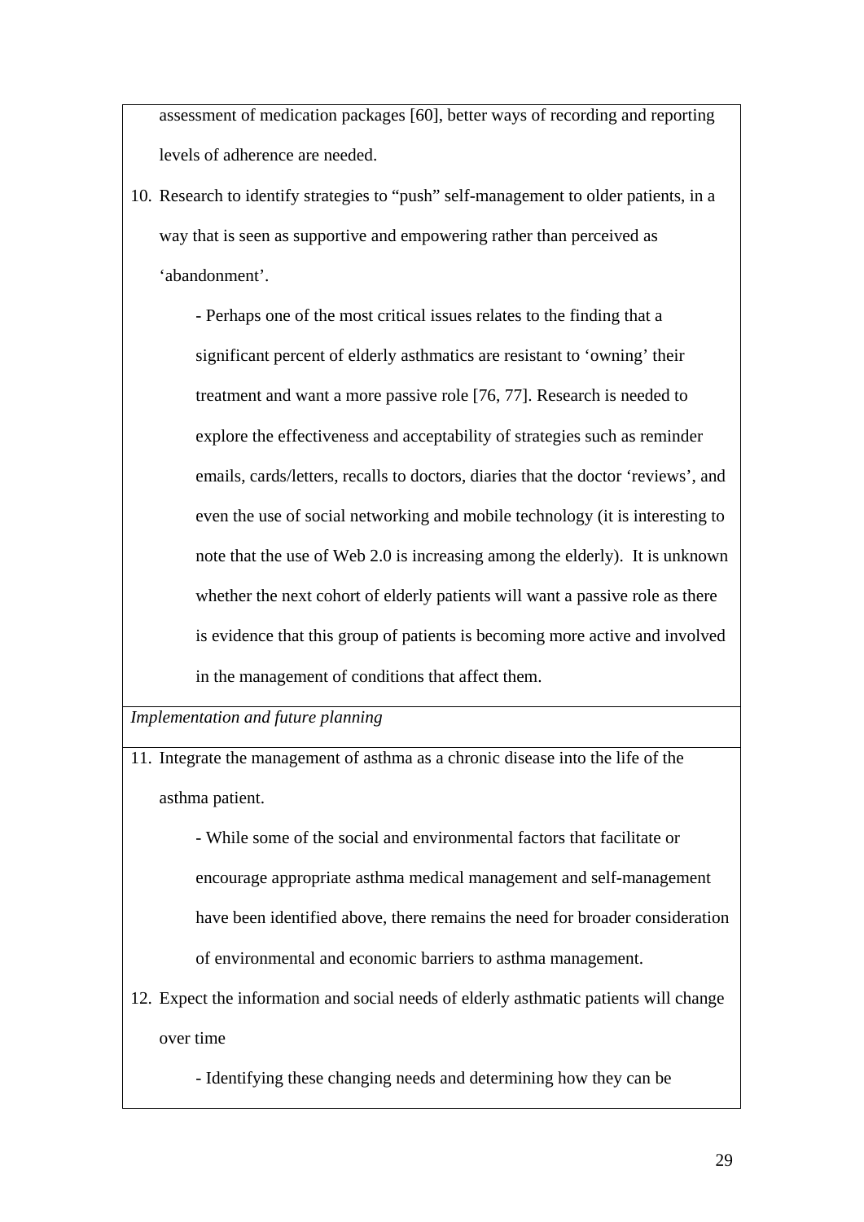assessment of medication packages [60], better ways of recording and reporting levels of adherence are needed.

10. Research to identify strategies to "push" self-management to older patients, in a way that is seen as supportive and empowering rather than perceived as 'abandonment'.

    - Perhaps one of the most critical issues relates to the finding that a significant percent of elderly asthmatics are resistant to 'owning' their treatment and want a more passive role [76, 77]. Research is needed to explore the effectiveness and acceptability of strategies such as reminder emails, cards/letters, recalls to doctors, diaries that the doctor 'reviews', and even the use of social networking and mobile technology (it is interesting to note that the use of Web 2.0 is increasing among the elderly). It is unknown whether the next cohort of elderly patients will want a passive role as there is evidence that this group of patients is becoming more active and involved in the management of conditions that affect them.

*Implementation and future planning*

11. Integrate the management of asthma as a chronic disease into the life of the asthma patient.

    - While some of the social and environmental factors that facilitate or encourage appropriate asthma medical management and self-management have been identified above, there remains the need for broader consideration of environmental and economic barriers to asthma management.

12. Expect the information and social needs of elderly asthmatic patients will change over time

    - Identifying these changing needs and determining how they can be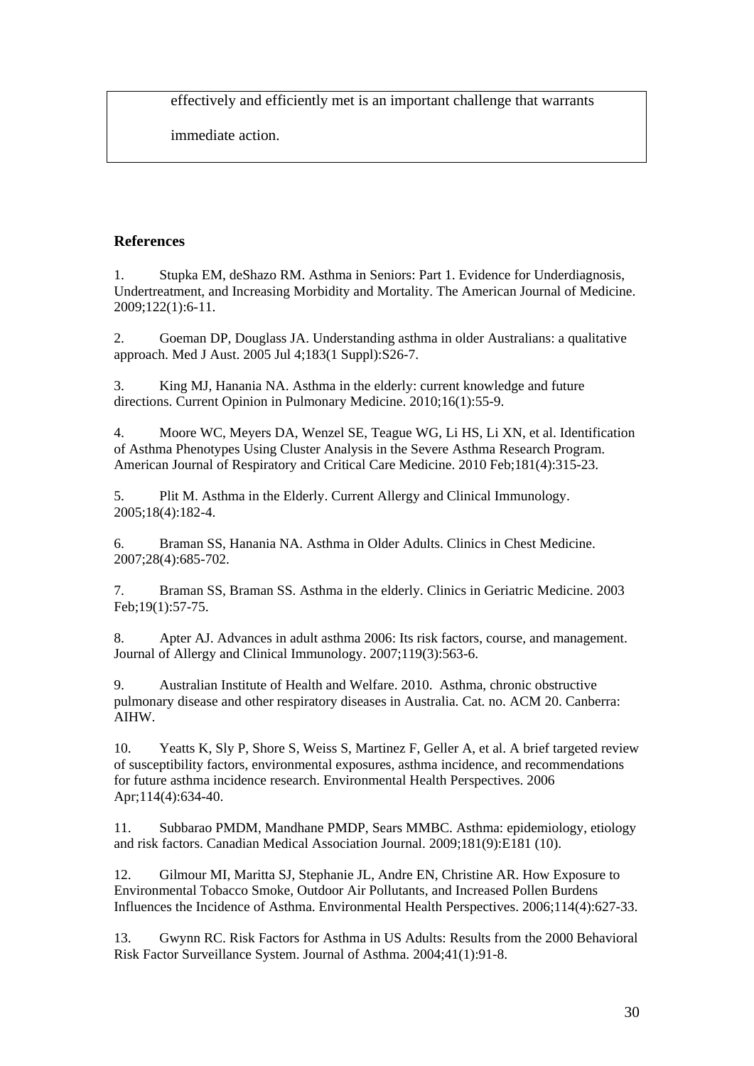effectively and efficiently met is an important challenge that warrants immediate action.

## References

1. Stupka EM, deShazo RM. Asthma in Seniors: Part 1. Evidence for Underdiagnosis, Undertreatment, and Increasing Morbidity and Mortality. The American Journal of Medicine. 2009;122(1):6-11.

2. Goeman DP, Douglass JA. Understanding asthma in older Australians: a qualitative approach. Med J Aust. 2005 Jul 4;183(1 Suppl):S26-7.

3. King MJ, Hanania NA. Asthma in the elderly: current knowledge and future directions. Current Opinion in Pulmonary Medicine. 2010;16(1):55-9.

4. Moore WC, Meyers DA, Wenzel SE, Teague WG, Li HS, Li XN, et al. Identification of Asthma Phenotypes Using Cluster Analysis in the Severe Asthma Research Program. American Journal of Respiratory and Critical Care Medicine. 2010 Feb;181(4):315-23.

5. Plit M. Asthma in the Elderly. Current Allergy and Clinical Immunology. 2005;18(4):182-4.

6. Braman SS, Hanania NA. Asthma in Older Adults. Clinics in Chest Medicine. 2007;28(4):685-702.

7. Braman SS, Braman SS. Asthma in the elderly. Clinics in Geriatric Medicine. 2003 Feb;19(1):57-75.

8. Apter AJ. Advances in adult asthma 2006: Its risk factors, course, and management. Journal of Allergy and Clinical Immunology. 2007;119(3):563-6.

9. Australian Institute of Health and Welfare. 2010. Asthma, chronic obstructive pulmonary disease and other respiratory diseases in Australia. Cat. no. ACM 20. Canberra: AIHW.

10. Yeatts K, Sly P, Shore S, Weiss S, Martinez F, Geller A, et al. A brief targeted review of susceptibility factors, environmental exposures, asthma incidence, and recommendations for future asthma incidence research. Environmental Health Perspectives. 2006 Apr;114(4):634-40.

11. Subbarao PMDM, Mandhane PMDP, Sears MMBC. Asthma: epidemiology, etiology and risk factors. Canadian Medical Association Journal. 2009;181(9):E181 (10).

12. Gilmour MI, Maritta SJ, Stephanie JL, Andre EN, Christine AR. How Exposure to Environmental Tobacco Smoke, Outdoor Air Pollutants, and Increased Pollen Burdens Influences the Incidence of Asthma. Environmental Health Perspectives. 2006;114(4):627-33.

13. Gwynn RC. Risk Factors for Asthma in US Adults: Results from the 2000 Behavioral Risk Factor Surveillance System. Journal of Asthma. 2004;41(1):91-8.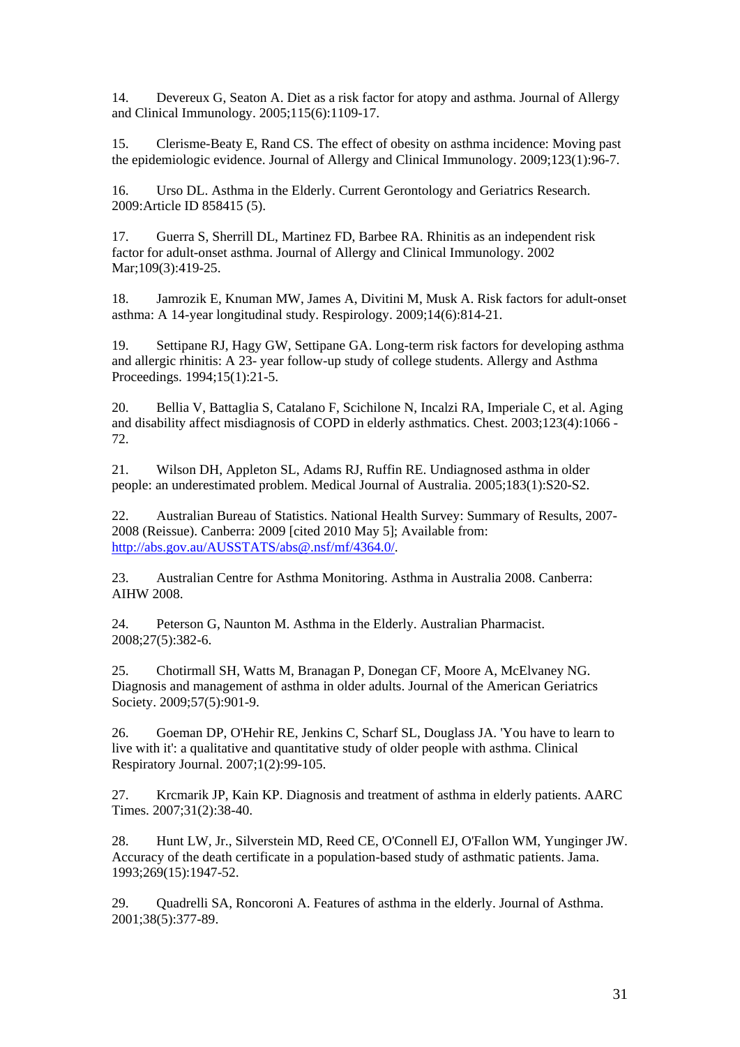14. Devereux G, Seaton A. Diet as a risk factor for atopy and asthma. Journal of Allergy and Clinical Immunology. 2005;115(6):1109-17.

15. Clerisme-Beaty E, Rand CS. The effect of obesity on asthma incidence: Moving past the epidemiologic evidence. Journal of Allergy and Clinical Immunology. 2009;123(1):96-7.

16. Urso DL. Asthma in the Elderly. Current Gerontology and Geriatrics Research. 2009:Article ID 858415 (5).

17. Guerra S, Sherrill DL, Martinez FD, Barbee RA. Rhinitis as an independent risk factor for adult-onset asthma. Journal of Allergy and Clinical Immunology. 2002 Mar;109(3):419-25.

18. Jamrozik E, Knuman MW, James A, Divitini M, Musk A. Risk factors for adult-onset asthma: A 14-year longitudinal study. Respirology. 2009;14(6):814-21.

19. Settipane RJ, Hagy GW, Settipane GA. Long-term risk factors for developing asthma and allergic rhinitis: A 23- year follow-up study of college students. Allergy and Asthma Proceedings. 1994;15(1):21-5.

20. Bellia V, Battaglia S, Catalano F, Scichilone N, Incalzi RA, Imperiale C, et al. Aging and disability affect misdiagnosis of COPD in elderly asthmatics. Chest. 2003;123(4):1066 - 72.

21. Wilson DH, Appleton SL, Adams RJ, Ruffin RE. Undiagnosed asthma in older people: an underestimated problem. Medical Journal of Australia. 2005;183(1):S20-S2.

22. Australian Bureau of Statistics. National Health Survey: Summary of Results, 2007-2008 (Reissue). Canberra: 2009 [cited 2010 May 5]; Available from: http://abs.gov.au/AUSSTATS/abs@.nsf/mf/4364.0/.

23. Australian Centre for Asthma Monitoring. Asthma in Australia 2008. Canberra: AIHW 2008.

24. Peterson G, Naunton M. Asthma in the Elderly. Australian Pharmacist. 2008;27(5):382-6.

25. Chotirmall SH, Watts M, Branagan P, Donegan CF, Moore A, McElvaney NG. Diagnosis and management of asthma in older adults. Journal of the American Geriatrics Society. 2009;57(5):901-9.

26. Goeman DP, O'Hehir RE, Jenkins C, Scharf SL, Douglass JA. 'You have to learn to live with it': a qualitative and quantitative study of older people with asthma. Clinical Respiratory Journal. 2007;1(2):99-105.

27. Krcmarik JP, Kain KP. Diagnosis and treatment of asthma in elderly patients. AARC Times. 2007;31(2):38-40.

28. Hunt LW, Jr., Silverstein MD, Reed CE, O'Connell EJ, O'Fallon WM, Yunginger JW. Accuracy of the death certificate in a population-based study of asthmatic patients. Jama. 1993;269(15):1947-52.

29. Quadrelli SA, Roncoroni A. Features of asthma in the elderly. Journal of Asthma. 2001;38(5):377-89.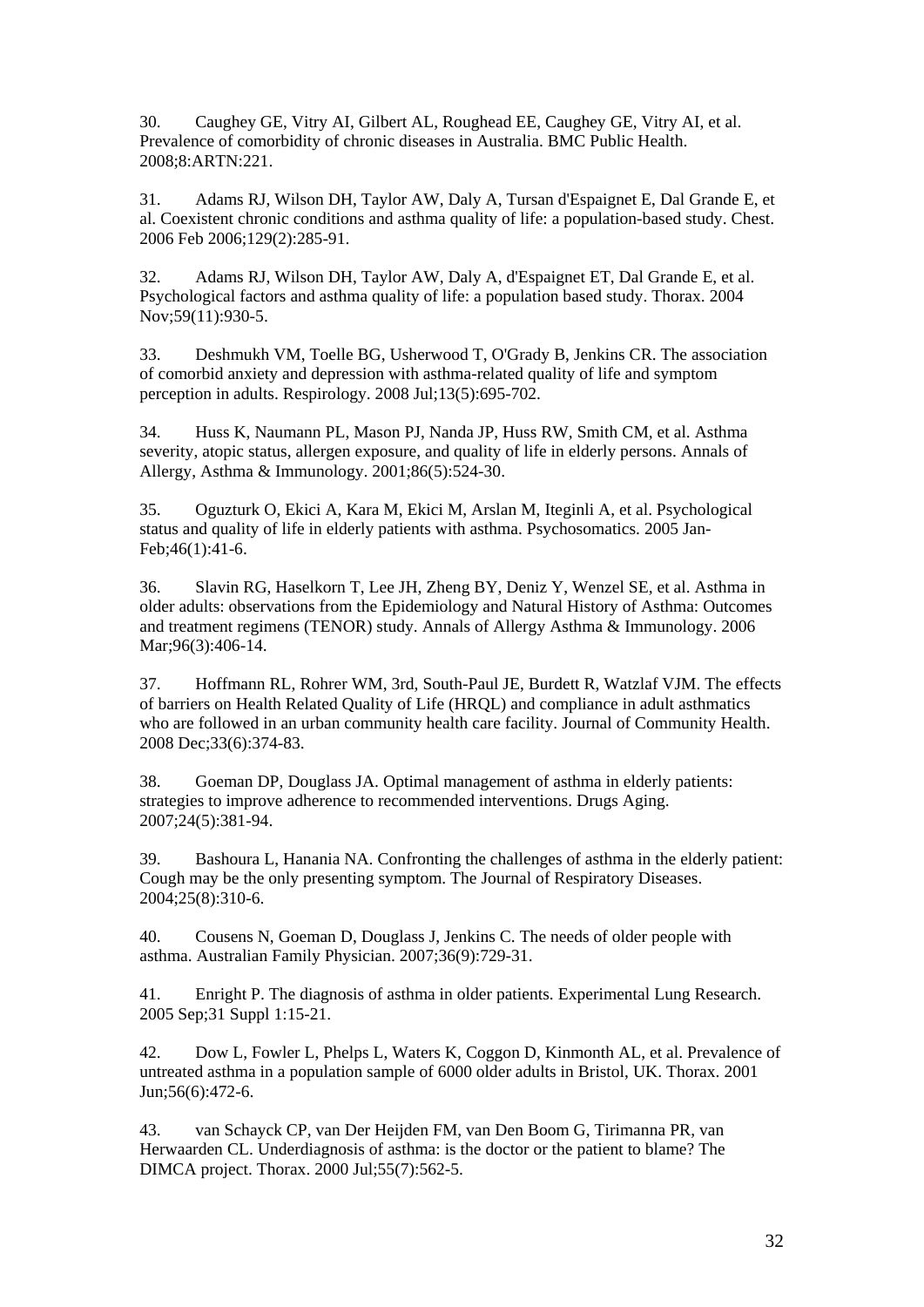30. Caughey GE, Vitry AI, Gilbert AL, Roughead EE, Caughey GE, Vitry AI, et al. Prevalence of comorbidity of chronic diseases in Australia. BMC Public Health. 2008;8:ARTN:221.

31. Adams RJ, Wilson DH, Taylor AW, Daly A, Tursan d'Espaignet E, Dal Grande E, et al. Coexistent chronic conditions and asthma quality of life: a population-based study. Chest. 2006 Feb 2006;129(2):285-91.

32. Adams RJ, Wilson DH, Taylor AW, Daly A, d'Espaignet ET, Dal Grande E, et al. Psychological factors and asthma quality of life: a population based study. Thorax. 2004 Nov;59(11):930-5.

33. Deshmukh VM, Toelle BG, Usherwood T, O'Grady B, Jenkins CR. The association of comorbid anxiety and depression with asthma-related quality of life and symptom perception in adults. Respirology. 2008 Jul;13(5):695-702.

34. Huss K, Naumann PL, Mason PJ, Nanda JP, Huss RW, Smith CM, et al. Asthma severity, atopic status, allergen exposure, and quality of life in elderly persons. Annals of Allergy, Asthma & Immunology. 2001;86(5):524-30.

35. Oguzturk O, Ekici A, Kara M, Ekici M, Arslan M, Iteginli A, et al. Psychological status and quality of life in elderly patients with asthma. Psychosomatics. 2005 Jan-Feb;46(1):41-6.

36. Slavin RG, Haselkorn T, Lee JH, Zheng BY, Deniz Y, Wenzel SE, et al. Asthma in older adults: observations from the Epidemiology and Natural History of Asthma: Outcomes and treatment regimens (TENOR) study. Annals of Allergy Asthma & Immunology. 2006 Mar;96(3):406-14.

37. Hoffmann RL, Rohrer WM, 3rd, South-Paul JE, Burdett R, Watzlaf VJM. The effects of barriers on Health Related Quality of Life (HRQL) and compliance in adult asthmatics who are followed in an urban community health care facility. Journal of Community Health. 2008 Dec;33(6):374-83.

38. Goeman DP, Douglass JA. Optimal management of asthma in elderly patients: strategies to improve adherence to recommended interventions. Drugs Aging. 2007;24(5):381-94.

39. Bashoura L, Hanania NA. Confronting the challenges of asthma in the elderly patient: Cough may be the only presenting symptom. The Journal of Respiratory Diseases. 2004;25(8):310-6.

40. Cousens N, Goeman D, Douglass J, Jenkins C. The needs of older people with asthma. Australian Family Physician. 2007;36(9):729-31.

41. Enright P. The diagnosis of asthma in older patients. Experimental Lung Research. 2005 Sep;31 Suppl 1:15-21.

42. Dow L, Fowler L, Phelps L, Waters K, Coggon D, Kinmonth AL, et al. Prevalence of untreated asthma in a population sample of 6000 older adults in Bristol, UK. Thorax. 2001 Jun;56(6):472-6.

43. van Schayck CP, van Der Heijden FM, van Den Boom G, Tirimanna PR, van Herwaarden CL. Underdiagnosis of asthma: is the doctor or the patient to blame? The DIMCA project. Thorax. 2000 Jul;55(7):562-5.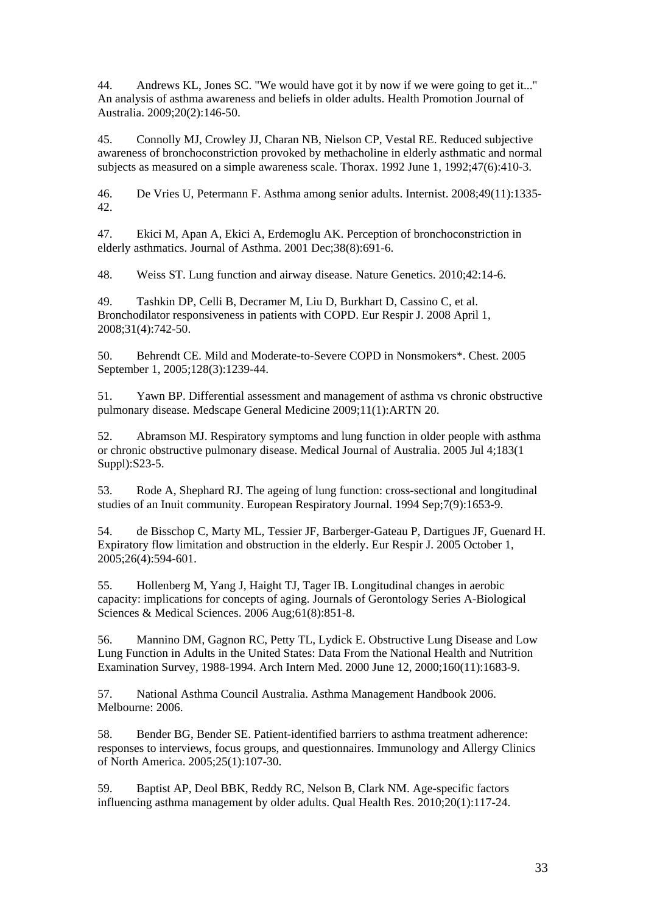44. Andrews KL, Jones SC. "We would have got it by now if we were going to get it..." An analysis of asthma awareness and beliefs in older adults. Health Promotion Journal of Australia. 2009;20(2):146-50.

45. Connolly MJ, Crowley JJ, Charan NB, Nielson CP, Vestal RE. Reduced subjective awareness of bronchoconstriction provoked by methacholine in elderly asthmatic and normal subjects as measured on a simple awareness scale. Thorax. 1992 June 1, 1992;47(6):410-3.

46. De Vries U, Petermann F. Asthma among senior adults. Internist. 2008;49(11):1335-42.

47. Ekici M, Apan A, Ekici A, Erdemoglu AK. Perception of bronchoconstriction in elderly asthmatics. Journal of Asthma. 2001 Dec;38(8):691-6.

48. Weiss ST. Lung function and airway disease. Nature Genetics. 2010;42:14-6.

49. Tashkin DP, Celli B, Decramer M, Liu D, Burkhart D, Cassino C, et al. Bronchodilator responsiveness in patients with COPD. Eur Respir J. 2008 April 1, 2008;31(4):742-50.

50. Behrendt CE. Mild and Moderate-to-Severe COPD in Nonsmokers*. Chest. 2005 September 1, 2005;128(3):1239-44.

51. Yawn BP. Differential assessment and management of asthma vs chronic obstructive pulmonary disease. Medscape General Medicine 2009;11(1):ARTN 20.

52. Abramson MJ. Respiratory symptoms and lung function in older people with asthma or chronic obstructive pulmonary disease. Medical Journal of Australia. 2005 Jul 4;183(1 Suppl):S23-5.

53. Rode A, Shephard RJ. The ageing of lung function: cross-sectional and longitudinal studies of an Inuit community. European Respiratory Journal. 1994 Sep;7(9):1653-9.

54. de Bisschop C, Marty ML, Tessier JF, Barberger-Gateau P, Dartigues JF, Guenard H. Expiratory flow limitation and obstruction in the elderly. Eur Respir J. 2005 October 1, 2005;26(4):594-601.

55. Hollenberg M, Yang J, Haight TJ, Tager IB. Longitudinal changes in aerobic capacity: implications for concepts of aging. Journals of Gerontology Series A-Biological Sciences & Medical Sciences. 2006 Aug;61(8):851-8.

56. Mannino DM, Gagnon RC, Petty TL, Lydick E. Obstructive Lung Disease and Low Lung Function in Adults in the United States: Data From the National Health and Nutrition Examination Survey, 1988-1994. Arch Intern Med. 2000 June 12, 2000;160(11):1683-9.

57. National Asthma Council Australia. Asthma Management Handbook 2006. Melbourne: 2006.

58. Bender BG, Bender SE. Patient-identified barriers to asthma treatment adherence: responses to interviews, focus groups, and questionnaires. Immunology and Allergy Clinics of North America. 2005;25(1):107-30.

59. Baptist AP, Deol BBK, Reddy RC, Nelson B, Clark NM. Age-specific factors influencing asthma management by older adults. Qual Health Res. 2010;20(1):117-24.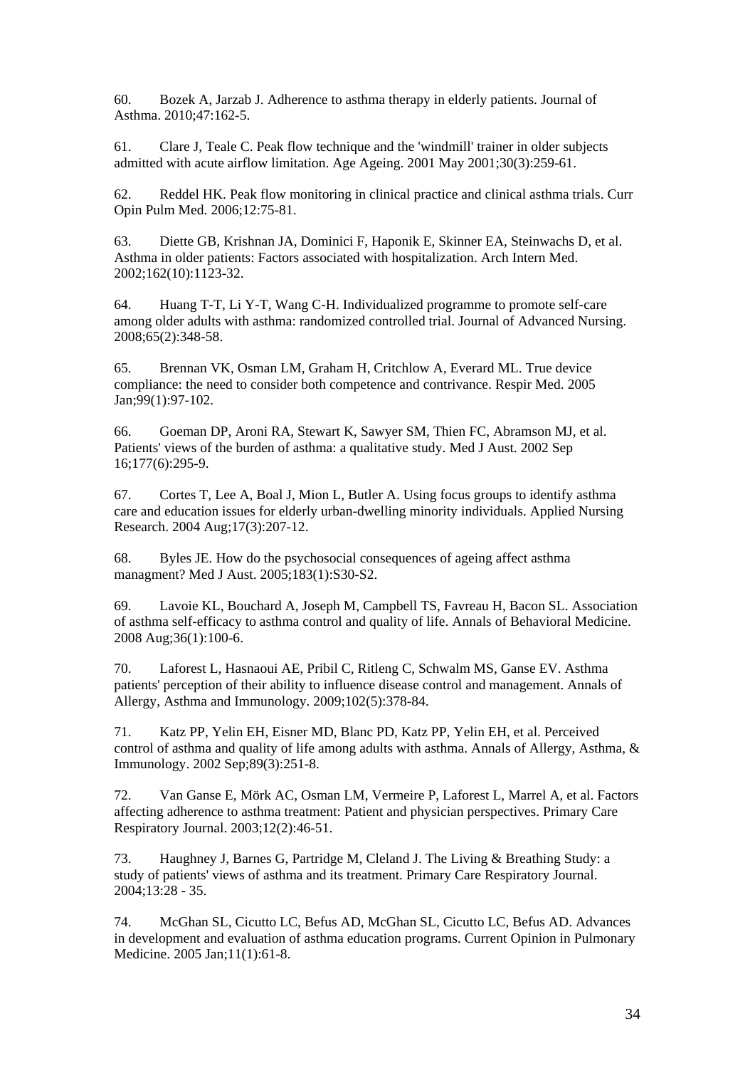60. Bozek A, Jarzab J. Adherence to asthma therapy in elderly patients. Journal of Asthma. 2010;47:162-5.

61. Clare J, Teale C. Peak flow technique and the 'windmill' trainer in older subjects admitted with acute airflow limitation. Age Ageing. 2001 May 2001;30(3):259-61.

62. Reddel HK. Peak flow monitoring in clinical practice and clinical asthma trials. Curr Opin Pulm Med. 2006;12:75-81.

63. Diette GB, Krishnan JA, Dominici F, Haponik E, Skinner EA, Steinwachs D, et al. Asthma in older patients: Factors associated with hospitalization. Arch Intern Med. 2002;162(10):1123-32.

64. Huang T-T, Li Y-T, Wang C-H. Individualized programme to promote self-care among older adults with asthma: randomized controlled trial. Journal of Advanced Nursing. 2008;65(2):348-58.

65. Brennan VK, Osman LM, Graham H, Critchlow A, Everard ML. True device compliance: the need to consider both competence and contrivance. Respir Med. 2005 Jan;99(1):97-102.

66. Goeman DP, Aroni RA, Stewart K, Sawyer SM, Thien FC, Abramson MJ, et al. Patients' views of the burden of asthma: a qualitative study. Med J Aust. 2002 Sep 16;177(6):295-9.

67. Cortes T, Lee A, Boal J, Mion L, Butler A. Using focus groups to identify asthma care and education issues for elderly urban-dwelling minority individuals. Applied Nursing Research. 2004 Aug;17(3):207-12.

68. Byles JE. How do the psychosocial consequences of ageing affect asthma managment? Med J Aust. 2005;183(1):S30-S2.

69. Lavoie KL, Bouchard A, Joseph M, Campbell TS, Favreau H, Bacon SL. Association of asthma self-efficacy to asthma control and quality of life. Annals of Behavioral Medicine. 2008 Aug;36(1):100-6.

70. Laforest L, Hasnaoui AE, Pribil C, Ritleng C, Schwalm MS, Ganse EV. Asthma patients' perception of their ability to influence disease control and management. Annals of Allergy, Asthma and Immunology. 2009;102(5):378-84.

71. Katz PP, Yelin EH, Eisner MD, Blanc PD, Katz PP, Yelin EH, et al. Perceived control of asthma and quality of life among adults with asthma. Annals of Allergy, Asthma, & Immunology. 2002 Sep;89(3):251-8.

72. Van Ganse E, Mörk AC, Osman LM, Vermeire P, Laforest L, Marrel A, et al. Factors affecting adherence to asthma treatment: Patient and physician perspectives. Primary Care Respiratory Journal. 2003;12(2):46-51.

73. Haughney J, Barnes G, Partridge M, Cleland J. The Living & Breathing Study: a study of patients' views of asthma and its treatment. Primary Care Respiratory Journal. 2004;13:28 - 35.

74. McGhan SL, Cicutto LC, Befus AD, McGhan SL, Cicutto LC, Befus AD. Advances in development and evaluation of asthma education programs. Current Opinion in Pulmonary Medicine. 2005 Jan;11(1):61-8.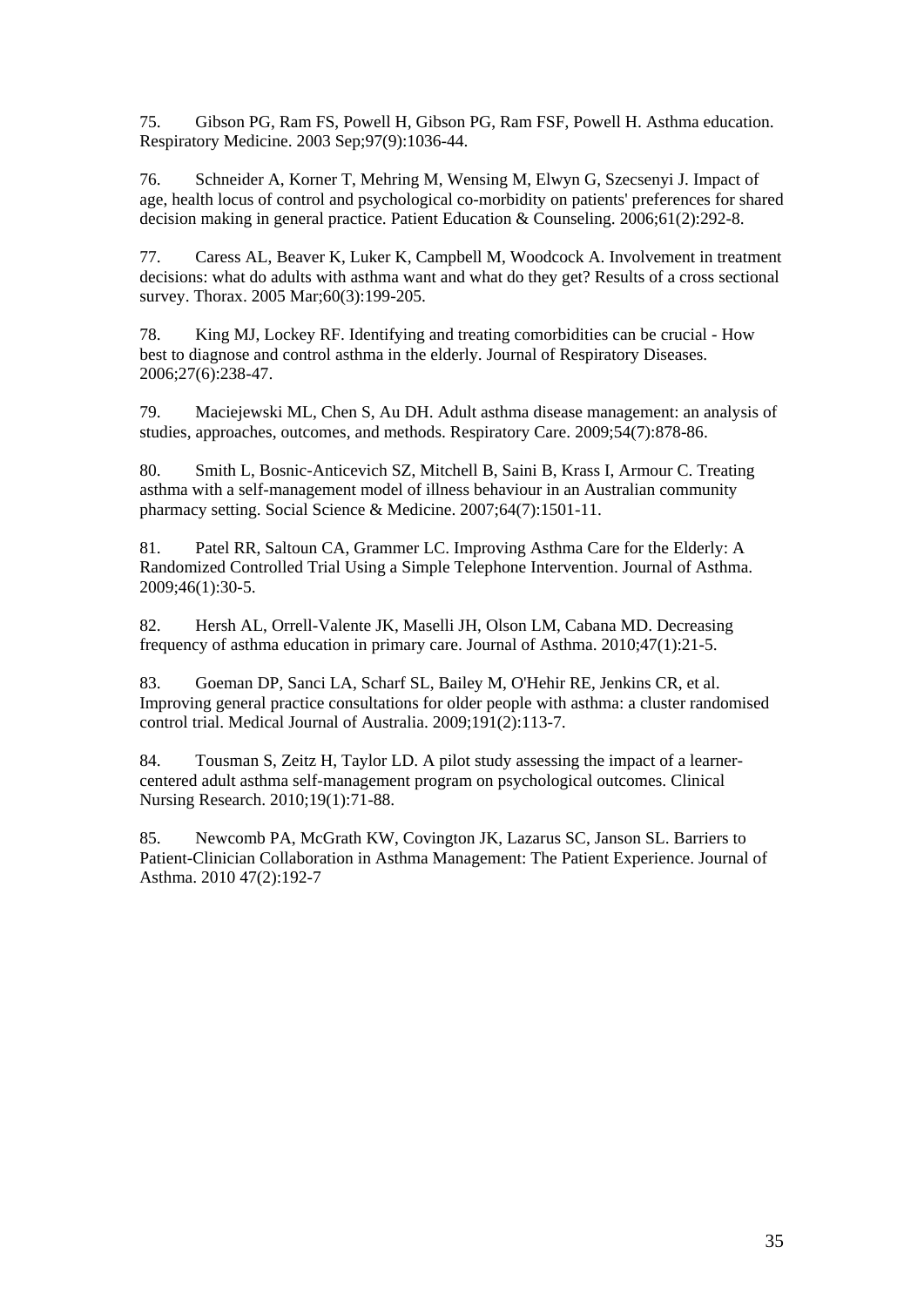75. Gibson PG, Ram FS, Powell H, Gibson PG, Ram FSF, Powell H. Asthma education. Respiratory Medicine. 2003 Sep;97(9):1036-44.

76. Schneider A, Korner T, Mehring M, Wensing M, Elwyn G, Szecsenyi J. Impact of age, health locus of control and psychological co-morbidity on patients' preferences for shared decision making in general practice. Patient Education & Counseling. 2006;61(2):292-8.

77. Caress AL, Beaver K, Luker K, Campbell M, Woodcock A. Involvement in treatment decisions: what do adults with asthma want and what do they get? Results of a cross sectional survey. Thorax. 2005 Mar;60(3):199-205.

78. King MJ, Lockey RF. Identifying and treating comorbidities can be crucial - How best to diagnose and control asthma in the elderly. Journal of Respiratory Diseases. 2006;27(6):238-47.

79. Maciejewski ML, Chen S, Au DH. Adult asthma disease management: an analysis of studies, approaches, outcomes, and methods. Respiratory Care. 2009;54(7):878-86.

80. Smith L, Bosnic-Anticevich SZ, Mitchell B, Saini B, Krass I, Armour C. Treating asthma with a self-management model of illness behaviour in an Australian community pharmacy setting. Social Science & Medicine. 2007;64(7):1501-11.

81. Patel RR, Saltoun CA, Grammer LC. Improving Asthma Care for the Elderly: A Randomized Controlled Trial Using a Simple Telephone Intervention. Journal of Asthma. 2009;46(1):30-5.

82. Hersh AL, Orrell-Valente JK, Maselli JH, Olson LM, Cabana MD. Decreasing frequency of asthma education in primary care. Journal of Asthma. 2010;47(1):21-5.

83. Goeman DP, Sanci LA, Scharf SL, Bailey M, O'Hehir RE, Jenkins CR, et al. Improving general practice consultations for older people with asthma: a cluster randomised control trial. Medical Journal of Australia. 2009;191(2):113-7.

84. Tousman S, Zeitz H, Taylor LD. A pilot study assessing the impact of a learner-centered adult asthma self-management program on psychological outcomes. Clinical Nursing Research. 2010;19(1):71-88.

85. Newcomb PA, McGrath KW, Covington JK, Lazarus SC, Janson SL. Barriers to Patient-Clinician Collaboration in Asthma Management: The Patient Experience. Journal of Asthma. 2010 47(2):192-7